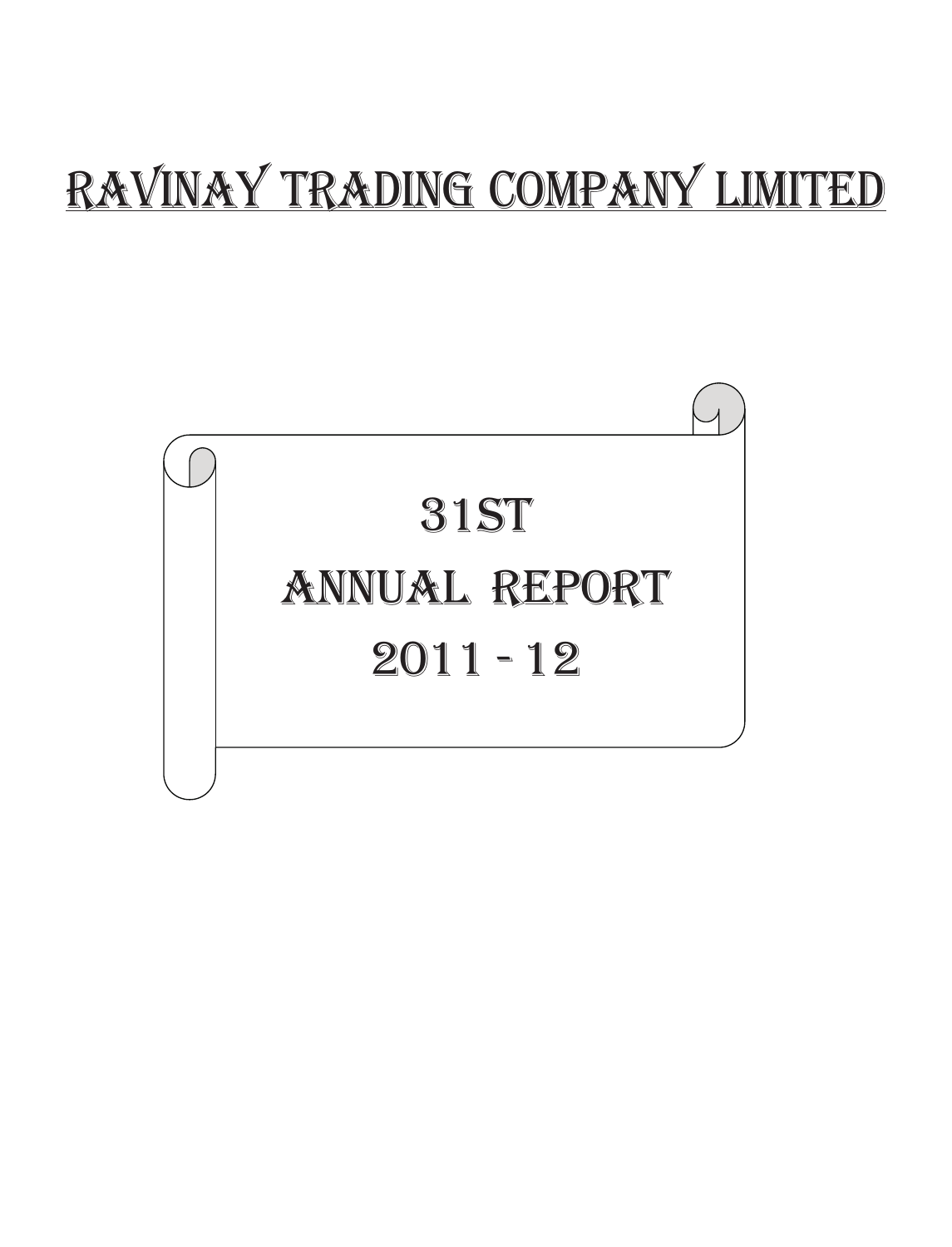# RAVINAY TRADING COMPANY LIMITED

## 31ST
## ANNUAL REPORT
## 2011 - 12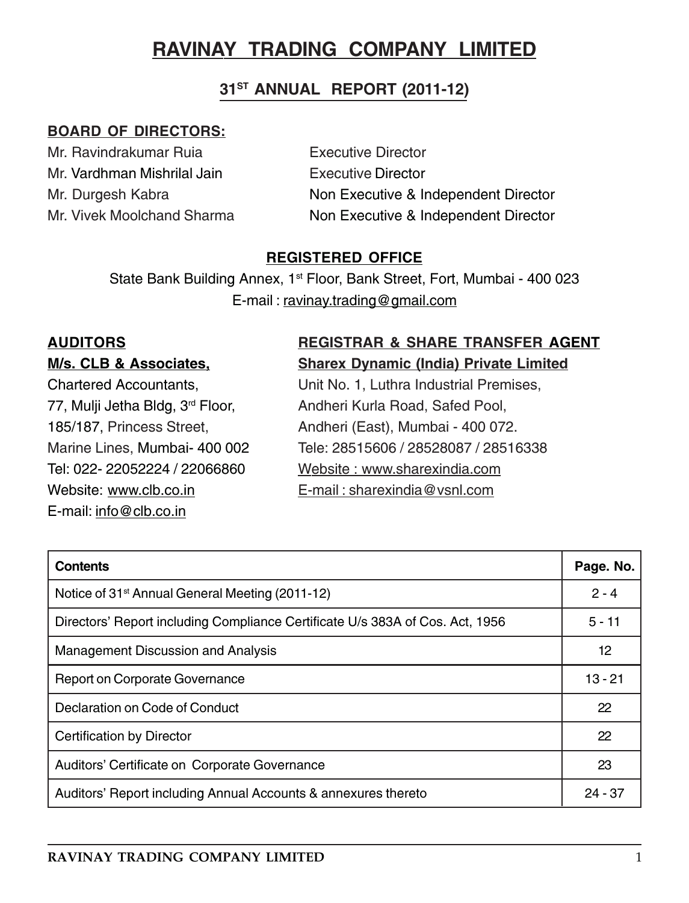# RAVINAY TRADING COMPANY LIMITED

## 31ST ANNUAL REPORT (2011-12)

**BOARD OF DIRECTORS:**

| | |
|---|---|
| Mr. Ravindrakumar Ruia | Executive Director |
| Mr. Vardhman Mishrilal Jain | Executive Director |
| Mr. Durgesh Kabra | Non Executive & Independent Director |
| Mr. Vivek Moolchand Sharma | Non Executive & Independent Director |

**REGISTERED OFFICE**

State Bank Building Annex, 1st Floor, Bank Street, Fort, Mumbai - 400 023

E-mail : ravinay.trading@gmail.com

**AUDITORS**

**M/s. CLB & Associates,**
Chartered Accountants,
77, Mulji Jetha Bldg, 3rd Floor,
185/187, Princess Street,
Marine Lines, Mumbai- 400 002
Tel: 022- 22052224 / 22066860
Website: www.clb.co.in
E-mail: info@clb.co.in

**REGISTRAR & SHARE TRANSFER AGENT**

**Sharex Dynamic (India) Private Limited**
Unit No. 1, Luthra Industrial Premises,
Andheri Kurla Road, Safed Pool,
Andheri (East), Mumbai - 400 072.
Tele: 28515606 / 28528087 / 28516338
Website : www.sharexindia.com
E-mail : sharexindia@vsnl.com

| Contents | Page. No. |
|---|---|
| Notice of 31st Annual General Meeting (2011-12) | 2 - 4 |
| Directors' Report including Compliance Certificate U/s 383A of Cos. Act, 1956 | 5 - 11 |
| Management Discussion and Analysis | 12 |
| Report on Corporate Governance | 13 - 21 |
| Declaration on Code of Conduct | 22 |
| Certification by Director | 22 |
| Auditors' Certificate on Corporate Governance | 23 |
| Auditors' Report including Annual Accounts & annexures thereto | 24 - 37 |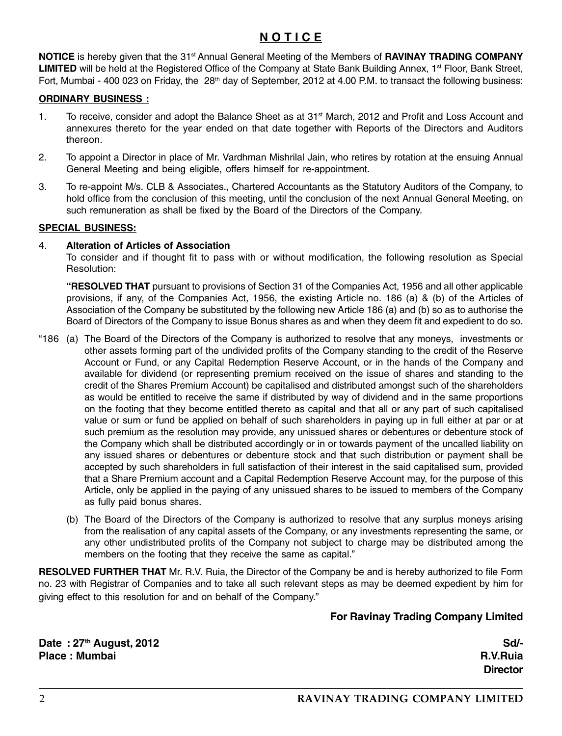# N O T I C E

**NOTICE** is hereby given that the 31st Annual General Meeting of the Members of **RAVINAY TRADING COMPANY LIMITED** will be held at the Registered Office of the Company at State Bank Building Annex, 1st Floor, Bank Street, Fort, Mumbai - 400 023 on Friday, the 28th day of September, 2012 at 4.00 P.M. to transact the following business:

**ORDINARY BUSINESS :**

1. To receive, consider and adopt the Balance Sheet as at 31st March, 2012 and Profit and Loss Account and annexures thereto for the year ended on that date together with Reports of the Directors and Auditors thereon.
2. To appoint a Director in place of Mr. Vardhman Mishrilal Jain, who retires by rotation at the ensuing Annual General Meeting and being eligible, offers himself for re-appointment.
3. To re-appoint M/s. CLB & Associates., Chartered Accountants as the Statutory Auditors of the Company, to hold office from the conclusion of this meeting, until the conclusion of the next Annual General Meeting, on such remuneration as shall be fixed by the Board of the Directors of the Company.

**SPECIAL BUSINESS:**

4. **Alteration of Articles of Association**

   To consider and if thought fit to pass with or without modification, the following resolution as Special Resolution:

   **"RESOLVED THAT** pursuant to provisions of Section 31 of the Companies Act, 1956 and all other applicable provisions, if any, of the Companies Act, 1956, the existing Article no. 186 (a) & (b) of the Articles of Association of the Company be substituted by the following new Article 186 (a) and (b) so as to authorise the Board of Directors of the Company to issue Bonus shares as and when they deem fit and expedient to do so.

"186 (a) The Board of the Directors of the Company is authorized to resolve that any moneys, investments or other assets forming part of the undivided profits of the Company standing to the credit of the Reserve Account or Fund, or any Capital Redemption Reserve Account, or in the hands of the Company and available for dividend (or representing premium received on the issue of shares and standing to the credit of the Shares Premium Account) be capitalised and distributed amongst such of the shareholders as would be entitled to receive the same if distributed by way of dividend and in the same proportions on the footing that they become entitled thereto as capital and that all or any part of such capitalised value or sum or fund be applied on behalf of such shareholders in paying up in full either at par or at such premium as the resolution may provide, any unissued shares or debentures or debenture stock of the Company which shall be distributed accordingly or in or towards payment of the uncalled liability on any issued shares or debentures or debenture stock and that such distribution or payment shall be accepted by such shareholders in full satisfaction of their interest in the said capitalised sum, provided that a Share Premium account and a Capital Redemption Reserve Account may, for the purpose of this Article, only be applied in the paying of any unissued shares to be issued to members of the Company as fully paid bonus shares.

(b) The Board of the Directors of the Company is authorized to resolve that any surplus moneys arising from the realisation of any capital assets of the Company, or any investments representing the same, or any other undistributed profits of the Company not subject to charge may be distributed among the members on the footing that they receive the same as capital."

**RESOLVED FURTHER THAT** Mr. R.V. Ruia, the Director of the Company be and is hereby authorized to file Form no. 23 with Registrar of Companies and to take all such relevant steps as may be deemed expedient by him for giving effect to this resolution for and on behalf of the Company."

**For Ravinay Trading Company Limited**

**Date : 27th August, 2012**
**Place : Mumbai**

**Sd/-**
**R.V.Ruia**
**Director**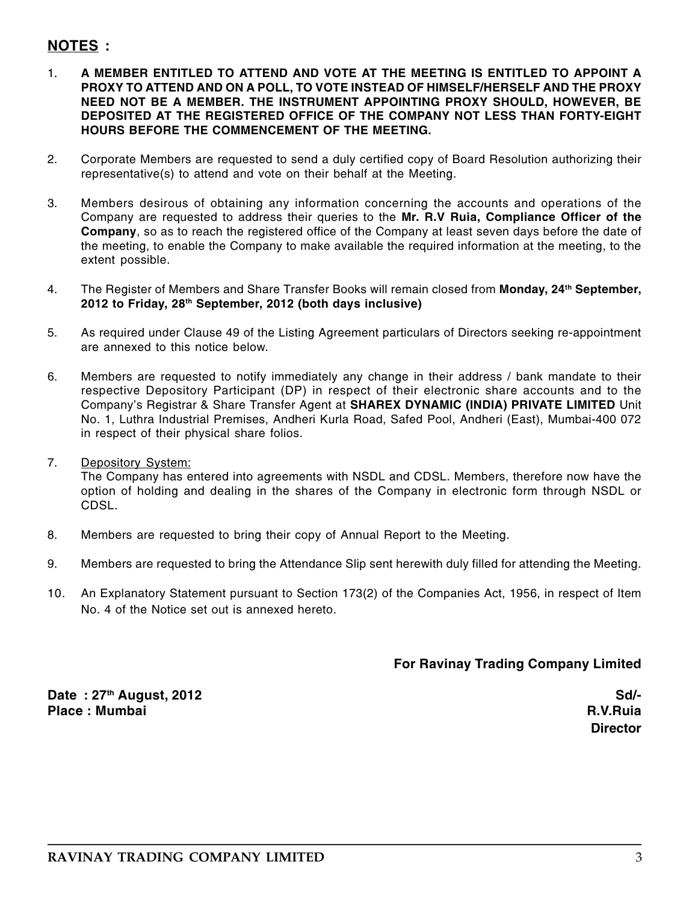## NOTES :

1. **A MEMBER ENTITLED TO ATTEND AND VOTE AT THE MEETING IS ENTITLED TO APPOINT A PROXY TO ATTEND AND ON A POLL, TO VOTE INSTEAD OF HIMSELF/HERSELF AND THE PROXY NEED NOT BE A MEMBER. THE INSTRUMENT APPOINTING PROXY SHOULD, HOWEVER, BE DEPOSITED AT THE REGISTERED OFFICE OF THE COMPANY NOT LESS THAN FORTY-EIGHT HOURS BEFORE THE COMMENCEMENT OF THE MEETING.**

2. Corporate Members are requested to send a duly certified copy of Board Resolution authorizing their representative(s) to attend and vote on their behalf at the Meeting.

3. Members desirous of obtaining any information concerning the accounts and operations of the Company are requested to address their queries to the **Mr. R.V Ruia, Compliance Officer of the Company**, so as to reach the registered office of the Company at least seven days before the date of the meeting, to enable the Company to make available the required information at the meeting, to the extent possible.

4. The Register of Members and Share Transfer Books will remain closed from **Monday, 24th September, 2012 to Friday, 28th September, 2012 (both days inclusive)**

5. As required under Clause 49 of the Listing Agreement particulars of Directors seeking re-appointment are annexed to this notice below.

6. Members are requested to notify immediately any change in their address / bank mandate to their respective Depository Participant (DP) in respect of their electronic share accounts and to the Company's Registrar & Share Transfer Agent at **SHAREX DYNAMIC (INDIA) PRIVATE LIMITED** Unit No. 1, Luthra Industrial Premises, Andheri Kurla Road, Safed Pool, Andheri (East), Mumbai-400 072 in respect of their physical share folios.

7. Depository System:
   The Company has entered into agreements with NSDL and CDSL. Members, therefore now have the option of holding and dealing in the shares of the Company in electronic form through NSDL or CDSL.

8. Members are requested to bring their copy of Annual Report to the Meeting.

9. Members are requested to bring the Attendance Slip sent herewith duly filled for attending the Meeting.

10. An Explanatory Statement pursuant to Section 173(2) of the Companies Act, 1956, in respect of Item No. 4 of the Notice set out is annexed hereto.

**For Ravinay Trading Company Limited**

**Date : 27th August, 2012**
**Place : Mumbai**

**Sd/-**
**R.V.Ruia**
**Director**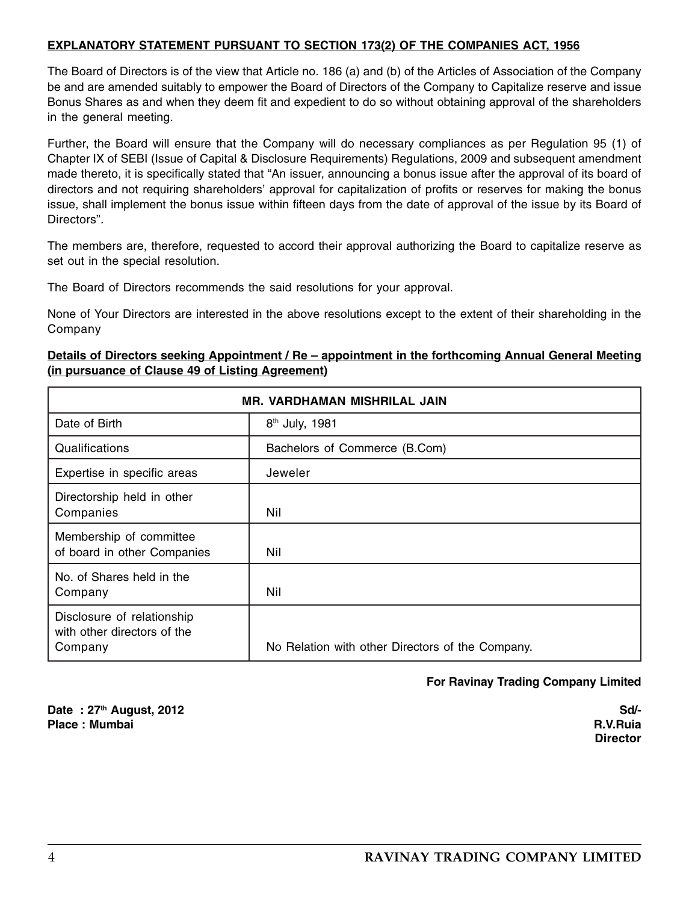**EXPLANATORY STATEMENT PURSUANT TO SECTION 173(2) OF THE COMPANIES ACT, 1956**

The Board of Directors is of the view that Article no. 186 (a) and (b) of the Articles of Association of the Company be and are amended suitably to empower the Board of Directors of the Company to Capitalize reserve and issue Bonus Shares as and when they deem fit and expedient to do so without obtaining approval of the shareholders in the general meeting.

Further, the Board will ensure that the Company will do necessary compliances as per Regulation 95 (1) of Chapter IX of SEBI (Issue of Capital & Disclosure Requirements) Regulations, 2009 and subsequent amendment made thereto, it is specifically stated that "An issuer, announcing a bonus issue after the approval of its board of directors and not requiring shareholders' approval for capitalization of profits or reserves for making the bonus issue, shall implement the bonus issue within fifteen days from the date of approval of the issue by its Board of Directors".

The members are, therefore, requested to accord their approval authorizing the Board to capitalize reserve as set out in the special resolution.

The Board of Directors recommends the said resolutions for your approval.

None of Your Directors are interested in the above resolutions except to the extent of their shareholding in the Company

**Details of Directors seeking Appointment / Re – appointment in the forthcoming Annual General Meeting (in pursuance of Clause 49 of Listing Agreement)**

| MR. VARDHAMAN MISHRILAL JAIN | |
|---|---|
| Date of Birth | 8th July, 1981 |
| Qualifications | Bachelors of Commerce (B.Com) |
| Expertise in specific areas | Jeweler |
| Directorship held in other Companies | Nil |
| Membership of committee of board in other Companies | Nil |
| No. of Shares held in the Company | Nil |
| Disclosure of relationship with other directors of the Company | No Relation with other Directors of the Company. |

**For Ravinay Trading Company Limited**

**Date : 27th August, 2012**
**Place : Mumbai**

**Sd/-**
**R.V.Ruia**
**Director**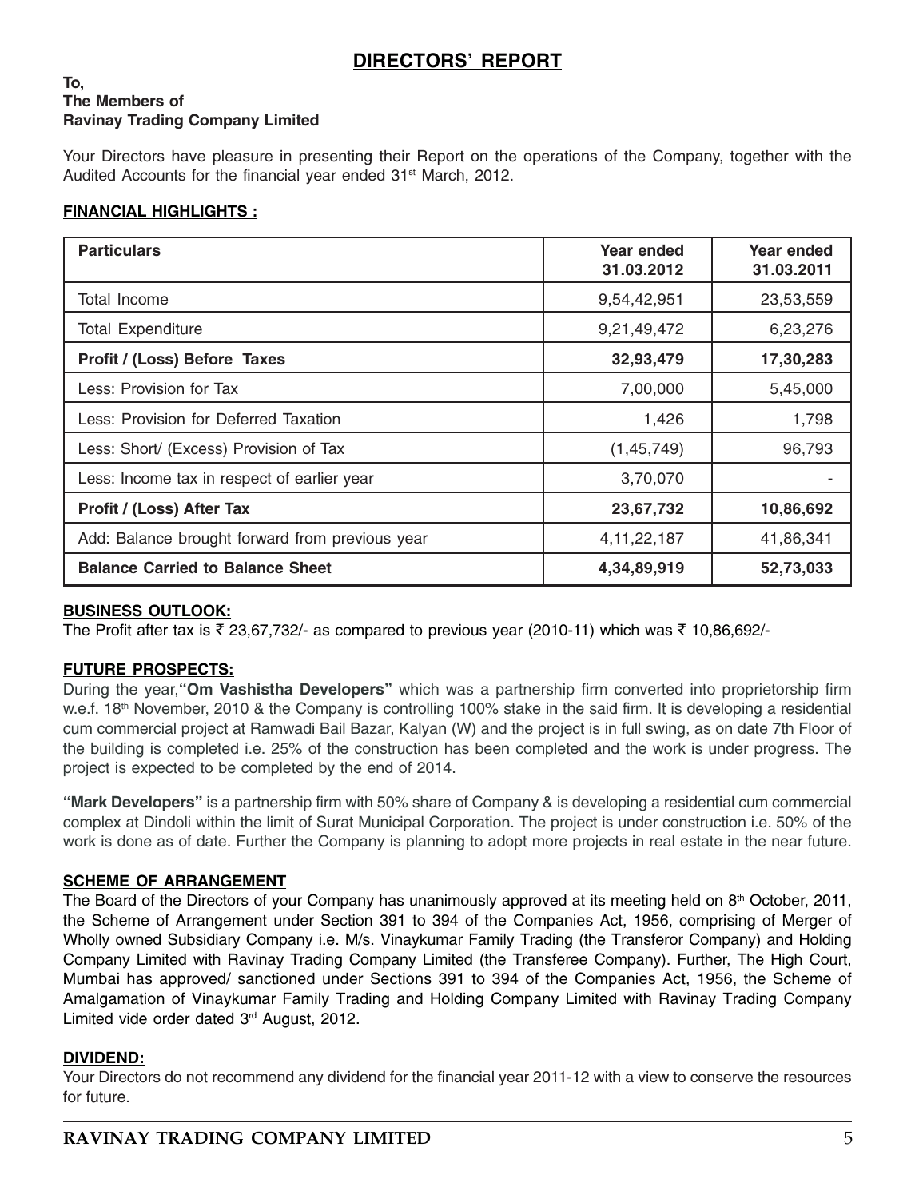# DIRECTORS' REPORT

**To,**
**The Members of**
**Ravinay Trading Company Limited**

Your Directors have pleasure in presenting their Report on the operations of the Company, together with the Audited Accounts for the financial year ended 31st March, 2012.

## FINANCIAL HIGHLIGHTS :

| Particulars | Year ended 31.03.2012 | Year ended 31.03.2011 |
|---|---|---|
| Total Income | 9,54,42,951 | 23,53,559 |
| Total Expenditure | 9,21,49,472 | 6,23,276 |
| **Profit / (Loss) Before Taxes** | **32,93,479** | **17,30,283** |
| Less: Provision for Tax | 7,00,000 | 5,45,000 |
| Less: Provision for Deferred Taxation | 1,426 | 1,798 |
| Less: Short/ (Excess) Provision of Tax | (1,45,749) | 96,793 |
| Less: Income tax in respect of earlier year | 3,70,070 | - |
| **Profit / (Loss) After Tax** | **23,67,732** | **10,86,692** |
| Add: Balance brought forward from previous year | 4,11,22,187 | 41,86,341 |
| **Balance Carried to Balance Sheet** | **4,34,89,919** | **52,73,033** |

## BUSINESS OUTLOOK:

The Profit after tax is ₹ 23,67,732/- as compared to previous year (2010-11) which was ₹ 10,86,692/-

## FUTURE PROSPECTS:

During the year,**"Om Vashistha Developers"** which was a partnership firm converted into proprietorship firm w.e.f. 18th November, 2010 & the Company is controlling 100% stake in the said firm. It is developing a residential cum commercial project at Ramwadi Bail Bazar, Kalyan (W) and the project is in full swing, as on date 7th Floor of the building is completed i.e. 25% of the construction has been completed and the work is under progress. The project is expected to be completed by the end of 2014.

**"Mark Developers"** is a partnership firm with 50% share of Company & is developing a residential cum commercial complex at Dindoli within the limit of Surat Municipal Corporation. The project is under construction i.e. 50% of the work is done as of date. Further the Company is planning to adopt more projects in real estate in the near future.

## SCHEME OF ARRANGEMENT

The Board of the Directors of your Company has unanimously approved at its meeting held on 8th October, 2011, the Scheme of Arrangement under Section 391 to 394 of the Companies Act, 1956, comprising of Merger of Wholly owned Subsidiary Company i.e. M/s. Vinaykumar Family Trading (the Transferor Company) and Holding Company Limited with Ravinay Trading Company Limited (the Transferee Company). Further, The High Court, Mumbai has approved/ sanctioned under Sections 391 to 394 of the Companies Act, 1956, the Scheme of Amalgamation of Vinaykumar Family Trading and Holding Company Limited with Ravinay Trading Company Limited vide order dated 3rd August, 2012.

## DIVIDEND:

Your Directors do not recommend any dividend for the financial year 2011-12 with a view to conserve the resources for future.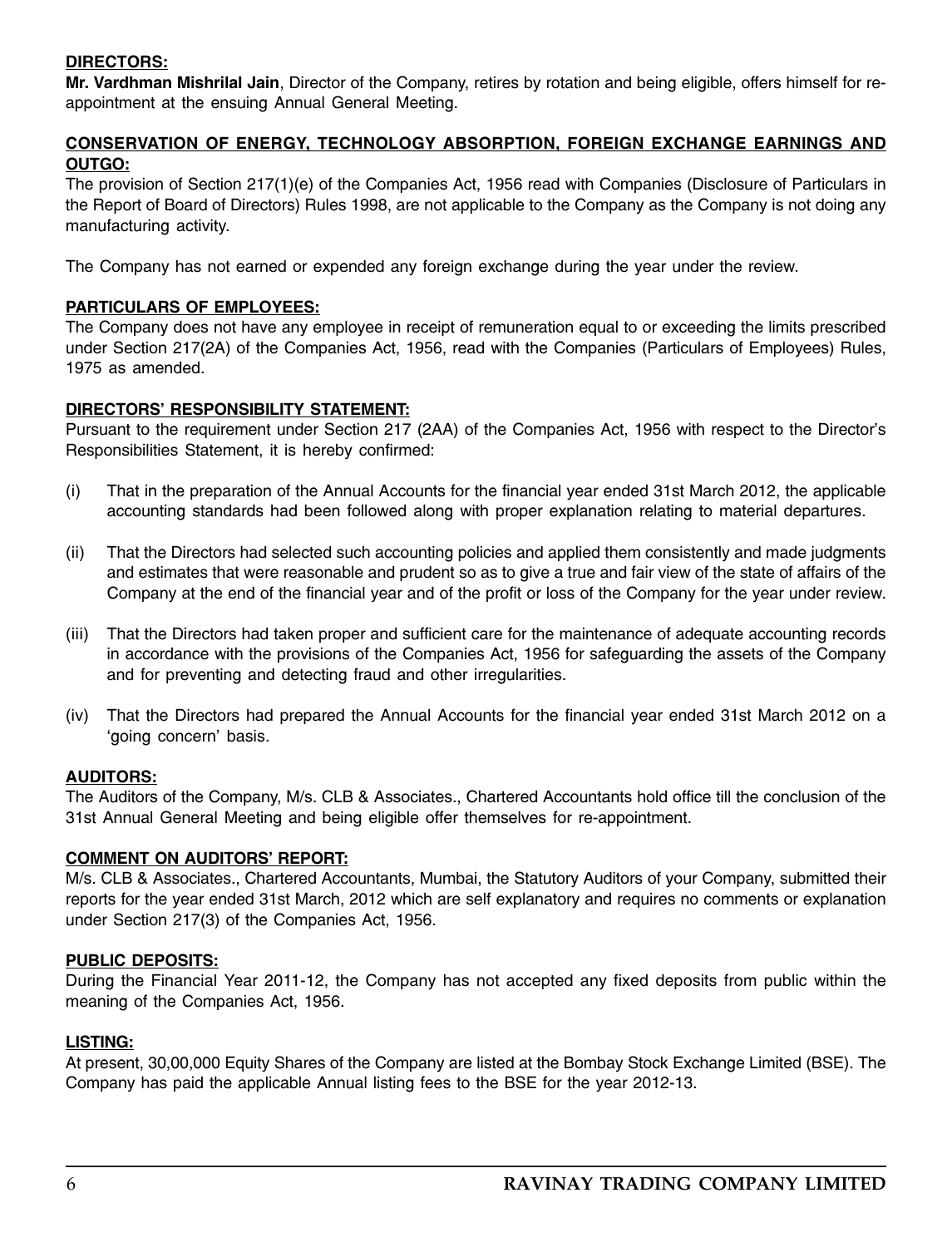## DIRECTORS:

**Mr. Vardhman Mishrilal Jain**, Director of the Company, retires by rotation and being eligible, offers himself for re-appointment at the ensuing Annual General Meeting.

## CONSERVATION OF ENERGY, TECHNOLOGY ABSORPTION, FOREIGN EXCHANGE EARNINGS AND OUTGO:

The provision of Section 217(1)(e) of the Companies Act, 1956 read with Companies (Disclosure of Particulars in the Report of Board of Directors) Rules 1998, are not applicable to the Company as the Company is not doing any manufacturing activity.

The Company has not earned or expended any foreign exchange during the year under the review.

## PARTICULARS OF EMPLOYEES:

The Company does not have any employee in receipt of remuneration equal to or exceeding the limits prescribed under Section 217(2A) of the Companies Act, 1956, read with the Companies (Particulars of Employees) Rules, 1975 as amended.

## DIRECTORS' RESPONSIBILITY STATEMENT:

Pursuant to the requirement under Section 217 (2AA) of the Companies Act, 1956 with respect to the Director's Responsibilities Statement, it is hereby confirmed:

(i) That in the preparation of the Annual Accounts for the financial year ended 31st March 2012, the applicable accounting standards had been followed along with proper explanation relating to material departures.

(ii) That the Directors had selected such accounting policies and applied them consistently and made judgments and estimates that were reasonable and prudent so as to give a true and fair view of the state of affairs of the Company at the end of the financial year and of the profit or loss of the Company for the year under review.

(iii) That the Directors had taken proper and sufficient care for the maintenance of adequate accounting records in accordance with the provisions of the Companies Act, 1956 for safeguarding the assets of the Company and for preventing and detecting fraud and other irregularities.

(iv) That the Directors had prepared the Annual Accounts for the financial year ended 31st March 2012 on a 'going concern' basis.

## AUDITORS:

The Auditors of the Company, M/s. CLB & Associates., Chartered Accountants hold office till the conclusion of the 31st Annual General Meeting and being eligible offer themselves for re-appointment.

## COMMENT ON AUDITORS' REPORT:

M/s. CLB & Associates., Chartered Accountants, Mumbai, the Statutory Auditors of your Company, submitted their reports for the year ended 31st March, 2012 which are self explanatory and requires no comments or explanation under Section 217(3) of the Companies Act, 1956.

## PUBLIC DEPOSITS:

During the Financial Year 2011-12, the Company has not accepted any fixed deposits from public within the meaning of the Companies Act, 1956.

## LISTING:

At present, 30,00,000 Equity Shares of the Company are listed at the Bombay Stock Exchange Limited (BSE). The Company has paid the applicable Annual listing fees to the BSE for the year 2012-13.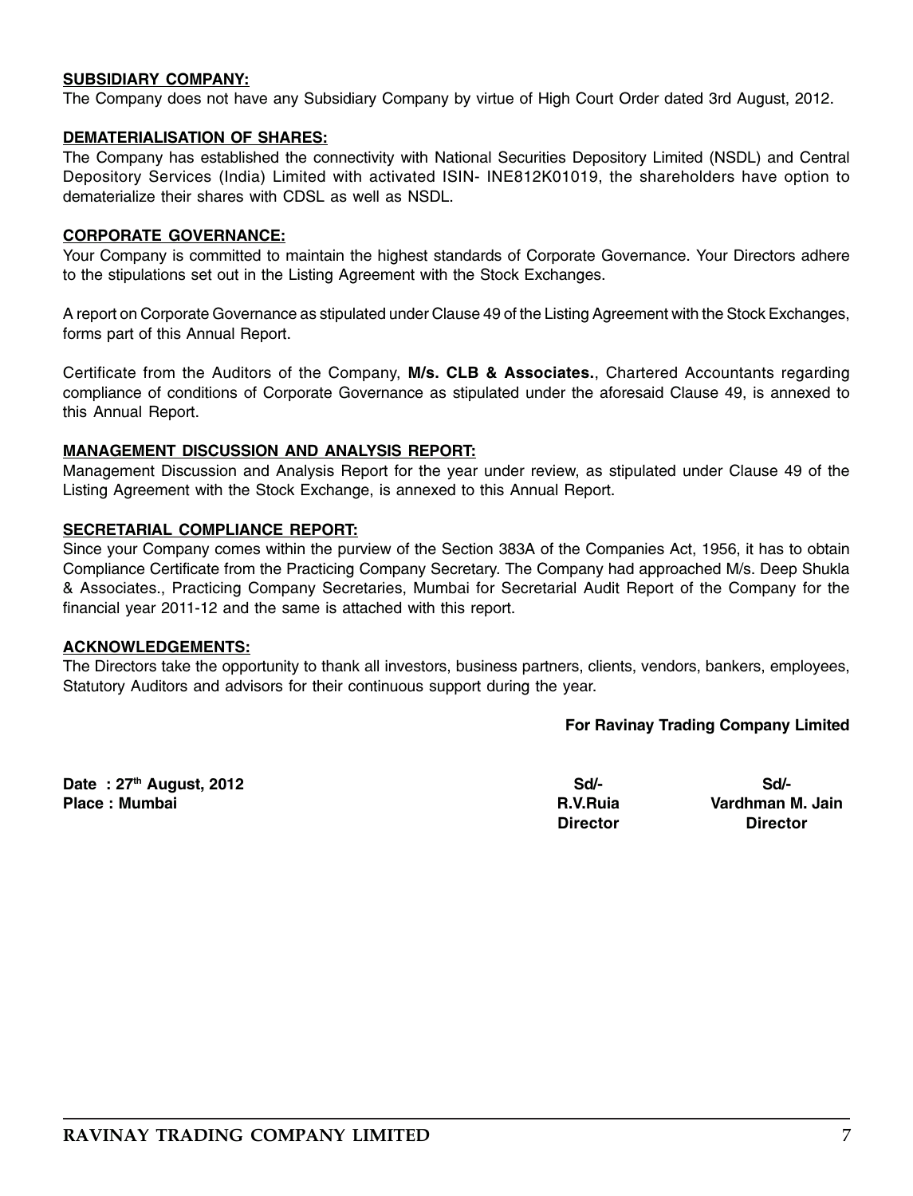**SUBSIDIARY COMPANY:**

The Company does not have any Subsidiary Company by virtue of High Court Order dated 3rd August, 2012.

**DEMATERIALISATION OF SHARES:**

The Company has established the connectivity with National Securities Depository Limited (NSDL) and Central Depository Services (India) Limited with activated ISIN- INE812K01019, the shareholders have option to dematerialize their shares with CDSL as well as NSDL.

**CORPORATE GOVERNANCE:**

Your Company is committed to maintain the highest standards of Corporate Governance. Your Directors adhere to the stipulations set out in the Listing Agreement with the Stock Exchanges.

A report on Corporate Governance as stipulated under Clause 49 of the Listing Agreement with the Stock Exchanges, forms part of this Annual Report.

Certificate from the Auditors of the Company, **M/s. CLB & Associates.**, Chartered Accountants regarding compliance of conditions of Corporate Governance as stipulated under the aforesaid Clause 49, is annexed to this Annual Report.

**MANAGEMENT DISCUSSION AND ANALYSIS REPORT:**

Management Discussion and Analysis Report for the year under review, as stipulated under Clause 49 of the Listing Agreement with the Stock Exchange, is annexed to this Annual Report.

**SECRETARIAL COMPLIANCE REPORT:**

Since your Company comes within the purview of the Section 383A of the Companies Act, 1956, it has to obtain Compliance Certificate from the Practicing Company Secretary. The Company had approached M/s. Deep Shukla & Associates., Practicing Company Secretaries, Mumbai for Secretarial Audit Report of the Company for the financial year 2011-12 and the same is attached with this report.

**ACKNOWLEDGEMENTS:**

The Directors take the opportunity to thank all investors, business partners, clients, vendors, bankers, employees, Statutory Auditors and advisors for their continuous support during the year.

**For Ravinay Trading Company Limited**

**Date : 27th August, 2012**
**Place : Mumbai**

| | |
|---|---|
| **Sd/-** | **Sd/-** |
| **R.V.Ruia** | **Vardhman M. Jain** |
| **Director** | **Director** |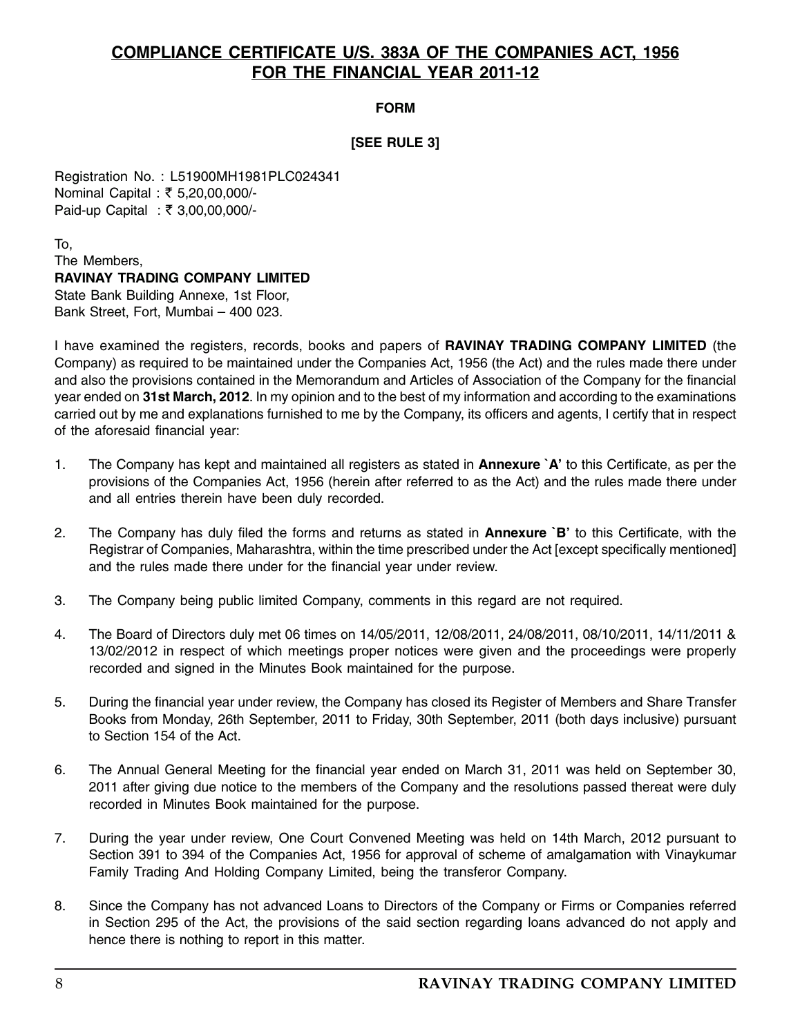# COMPLIANCE CERTIFICATE U/S. 383A OF THE COMPANIES ACT, 1956 FOR THE FINANCIAL YEAR 2011-12

**FORM**

**[SEE RULE 3]**

Registration No. : L51900MH1981PLC024341
Nominal Capital : ₹ 5,20,00,000/-
Paid-up Capital : ₹ 3,00,00,000/-

To,
The Members,
**RAVINAY TRADING COMPANY LIMITED**
State Bank Building Annexe, 1st Floor,
Bank Street, Fort, Mumbai – 400 023.

I have examined the registers, records, books and papers of **RAVINAY TRADING COMPANY LIMITED** (the Company) as required to be maintained under the Companies Act, 1956 (the Act) and the rules made there under and also the provisions contained in the Memorandum and Articles of Association of the Company for the financial year ended on **31st March, 2012**. In my opinion and to the best of my information and according to the examinations carried out by me and explanations furnished to me by the Company, its officers and agents, I certify that in respect of the aforesaid financial year:

1. The Company has kept and maintained all registers as stated in **Annexure `A'** to this Certificate, as per the provisions of the Companies Act, 1956 (herein after referred to as the Act) and the rules made there under and all entries therein have been duly recorded.

2. The Company has duly filed the forms and returns as stated in **Annexure `B'** to this Certificate, with the Registrar of Companies, Maharashtra, within the time prescribed under the Act [except specifically mentioned] and the rules made there under for the financial year under review.

3. The Company being public limited Company, comments in this regard are not required.

4. The Board of Directors duly met 06 times on 14/05/2011, 12/08/2011, 24/08/2011, 08/10/2011, 14/11/2011 & 13/02/2012 in respect of which meetings proper notices were given and the proceedings were properly recorded and signed in the Minutes Book maintained for the purpose.

5. During the financial year under review, the Company has closed its Register of Members and Share Transfer Books from Monday, 26th September, 2011 to Friday, 30th September, 2011 (both days inclusive) pursuant to Section 154 of the Act.

6. The Annual General Meeting for the financial year ended on March 31, 2011 was held on September 30, 2011 after giving due notice to the members of the Company and the resolutions passed thereat were duly recorded in Minutes Book maintained for the purpose.

7. During the year under review, One Court Convened Meeting was held on 14th March, 2012 pursuant to Section 391 to 394 of the Companies Act, 1956 for approval of scheme of amalgamation with Vinaykumar Family Trading And Holding Company Limited, being the transferor Company.

8. Since the Company has not advanced Loans to Directors of the Company or Firms or Companies referred in Section 295 of the Act, the provisions of the said section regarding loans advanced do not apply and hence there is nothing to report in this matter.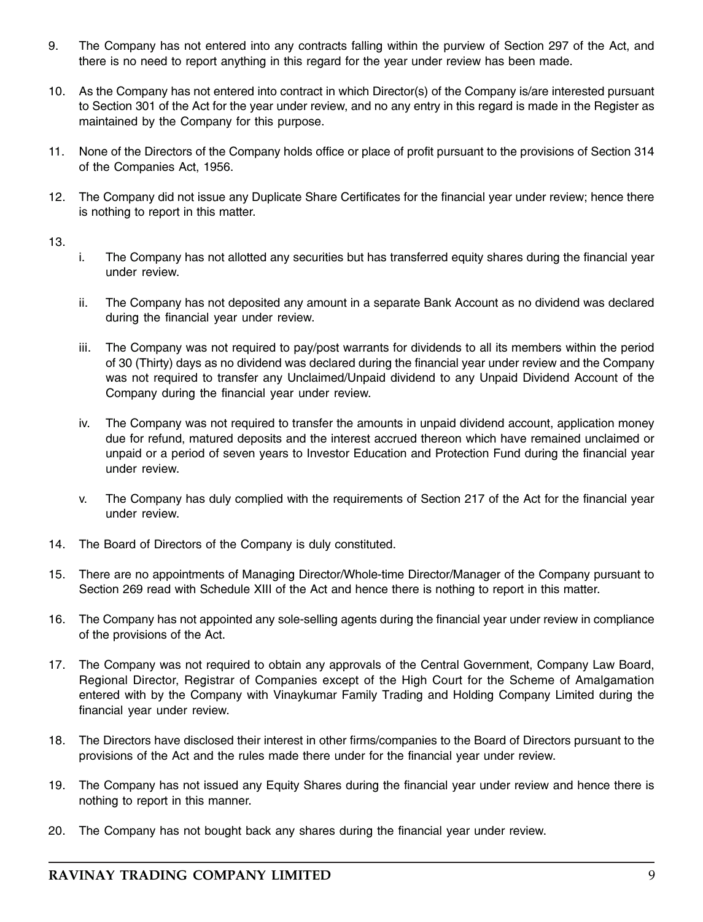9. The Company has not entered into any contracts falling within the purview of Section 297 of the Act, and there is no need to report anything in this regard for the year under review has been made.

10. As the Company has not entered into contract in which Director(s) of the Company is/are interested pursuant to Section 301 of the Act for the year under review, and no any entry in this regard is made in the Register as maintained by the Company for this purpose.

11. None of the Directors of the Company holds office or place of profit pursuant to the provisions of Section 314 of the Companies Act, 1956.

12. The Company did not issue any Duplicate Share Certificates for the financial year under review; hence there is nothing to report in this matter.

13.
    i. The Company has not allotted any securities but has transferred equity shares during the financial year under review.

    ii. The Company has not deposited any amount in a separate Bank Account as no dividend was declared during the financial year under review.

    iii. The Company was not required to pay/post warrants for dividends to all its members within the period of 30 (Thirty) days as no dividend was declared during the financial year under review and the Company was not required to transfer any Unclaimed/Unpaid dividend to any Unpaid Dividend Account of the Company during the financial year under review.

    iv. The Company was not required to transfer the amounts in unpaid dividend account, application money due for refund, matured deposits and the interest accrued thereon which have remained unclaimed or unpaid or a period of seven years to Investor Education and Protection Fund during the financial year under review.

    v. The Company has duly complied with the requirements of Section 217 of the Act for the financial year under review.

14. The Board of Directors of the Company is duly constituted.

15. There are no appointments of Managing Director/Whole-time Director/Manager of the Company pursuant to Section 269 read with Schedule XIII of the Act and hence there is nothing to report in this matter.

16. The Company has not appointed any sole-selling agents during the financial year under review in compliance of the provisions of the Act.

17. The Company was not required to obtain any approvals of the Central Government, Company Law Board, Regional Director, Registrar of Companies except of the High Court for the Scheme of Amalgamation entered with by the Company with Vinaykumar Family Trading and Holding Company Limited during the financial year under review.

18. The Directors have disclosed their interest in other firms/companies to the Board of Directors pursuant to the provisions of the Act and the rules made there under for the financial year under review.

19. The Company has not issued any Equity Shares during the financial year under review and hence there is nothing to report in this manner.

20. The Company has not bought back any shares during the financial year under review.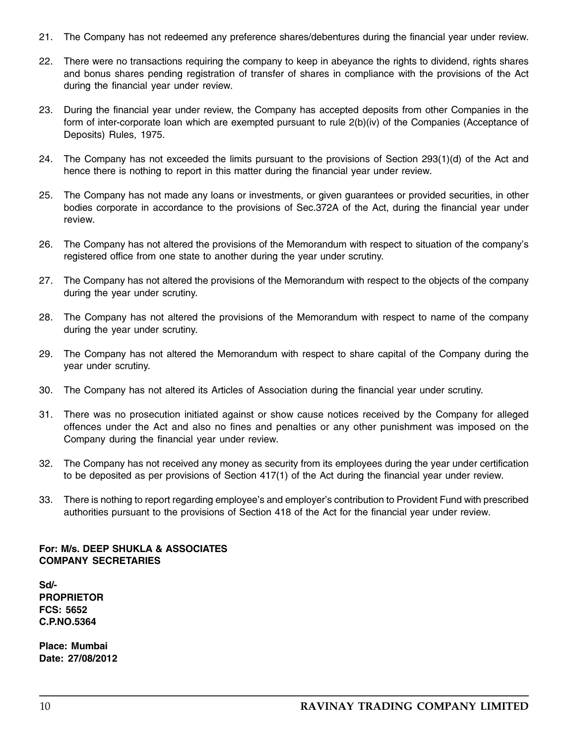21. The Company has not redeemed any preference shares/debentures during the financial year under review.

22. There were no transactions requiring the company to keep in abeyance the rights to dividend, rights shares and bonus shares pending registration of transfer of shares in compliance with the provisions of the Act during the financial year under review.

23. During the financial year under review, the Company has accepted deposits from other Companies in the form of inter-corporate loan which are exempted pursuant to rule 2(b)(iv) of the Companies (Acceptance of Deposits) Rules, 1975.

24. The Company has not exceeded the limits pursuant to the provisions of Section 293(1)(d) of the Act and hence there is nothing to report in this matter during the financial year under review.

25. The Company has not made any loans or investments, or given guarantees or provided securities, in other bodies corporate in accordance to the provisions of Sec.372A of the Act, during the financial year under review.

26. The Company has not altered the provisions of the Memorandum with respect to situation of the company's registered office from one state to another during the year under scrutiny.

27. The Company has not altered the provisions of the Memorandum with respect to the objects of the company during the year under scrutiny.

28. The Company has not altered the provisions of the Memorandum with respect to name of the company during the year under scrutiny.

29. The Company has not altered the Memorandum with respect to share capital of the Company during the year under scrutiny.

30. The Company has not altered its Articles of Association during the financial year under scrutiny.

31. There was no prosecution initiated against or show cause notices received by the Company for alleged offences under the Act and also no fines and penalties or any other punishment was imposed on the Company during the financial year under review.

32. The Company has not received any money as security from its employees during the year under certification to be deposited as per provisions of Section 417(1) of the Act during the financial year under review.

33. There is nothing to report regarding employee's and employer's contribution to Provident Fund with prescribed authorities pursuant to the provisions of Section 418 of the Act for the financial year under review.

**For: M/s. DEEP SHUKLA & ASSOCIATES**
**COMPANY SECRETARIES**

**Sd/-**
**PROPRIETOR**
**FCS: 5652**
**C.P.NO.5364**

**Place: Mumbai**
**Date: 27/08/2012**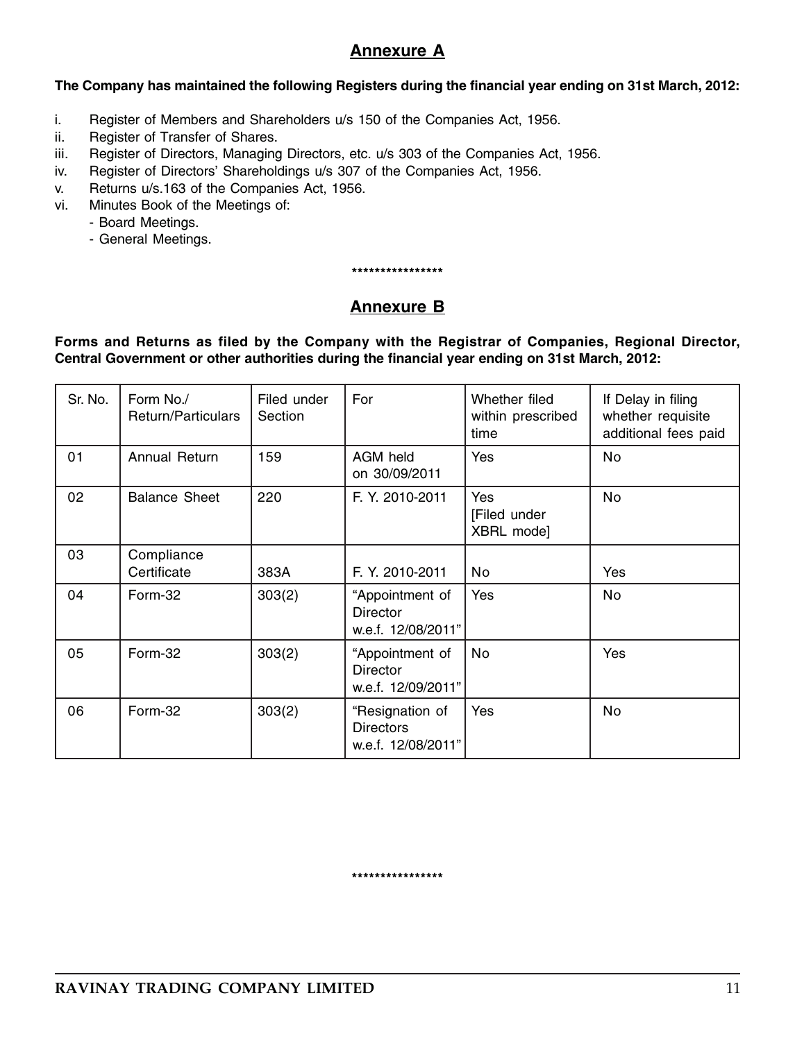## Annexure A

**The Company has maintained the following Registers during the financial year ending on 31st March, 2012:**

i. Register of Members and Shareholders u/s 150 of the Companies Act, 1956.
ii. Register of Transfer of Shares.
iii. Register of Directors, Managing Directors, etc. u/s 303 of the Companies Act, 1956.
iv. Register of Directors' Shareholdings u/s 307 of the Companies Act, 1956.
v. Returns u/s.163 of the Companies Act, 1956.
vi. Minutes Book of the Meetings of:
   - Board Meetings.
   - General Meetings.

****************

## Annexure B

**Forms and Returns as filed by the Company with the Registrar of Companies, Regional Director, Central Government or other authorities during the financial year ending on 31st March, 2012:**

| Sr. No. | Form No./ Return/Particulars | Filed under Section | For | Whether filed within prescribed time | If Delay in filing whether requisite additional fees paid |
|---|---|---|---|---|---|
| 01 | Annual Return | 159 | AGM held on 30/09/2011 | Yes | No |
| 02 | Balance Sheet | 220 | F. Y. 2010-2011 | Yes [Filed under XBRL mode] | No |
| 03 | Compliance Certificate | 383A | F. Y. 2010-2011 | No | Yes |
| 04 | Form-32 | 303(2) | "Appointment of Director w.e.f. 12/08/2011" | Yes | No |
| 05 | Form-32 | 303(2) | "Appointment of Director w.e.f. 12/09/2011" | No | Yes |
| 06 | Form-32 | 303(2) | "Resignation of Directors w.e.f. 12/08/2011" | Yes | No |

****************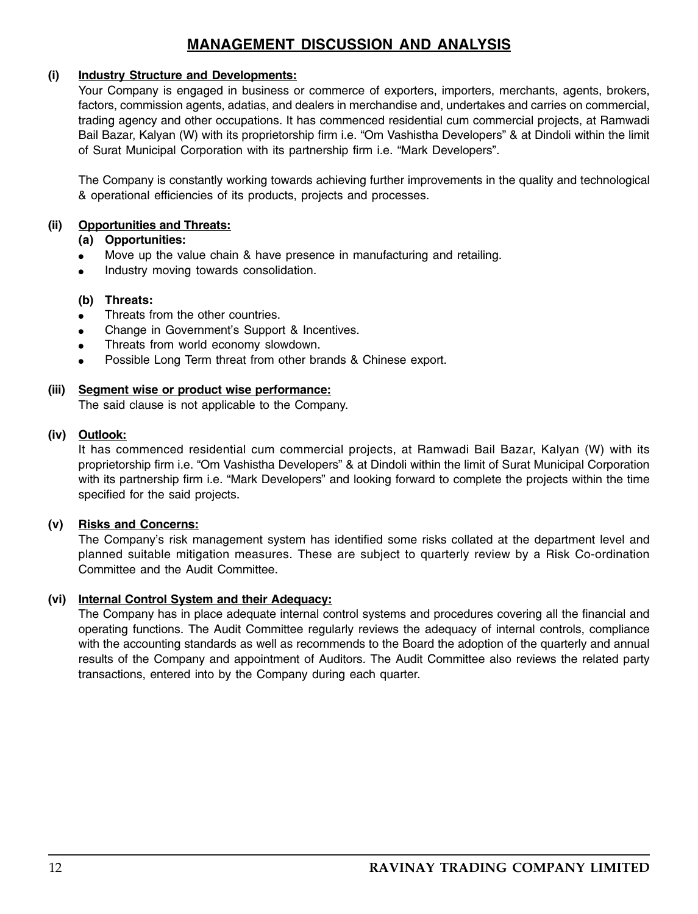# MANAGEMENT DISCUSSION AND ANALYSIS

**(i) Industry Structure and Developments:**

Your Company is engaged in business or commerce of exporters, importers, merchants, agents, brokers, factors, commission agents, adatias, and dealers in merchandise and, undertakes and carries on commercial, trading agency and other occupations. It has commenced residential cum commercial projects, at Ramwadi Bail Bazar, Kalyan (W) with its proprietorship firm i.e. "Om Vashistha Developers" & at Dindoli within the limit of Surat Municipal Corporation with its partnership firm i.e. "Mark Developers".

The Company is constantly working towards achieving further improvements in the quality and technological & operational efficiencies of its products, projects and processes.

**(ii) Opportunities and Threats:**

**(a) Opportunities:**

- Move up the value chain & have presence in manufacturing and retailing.
- Industry moving towards consolidation.

**(b) Threats:**

- Threats from the other countries.
- Change in Government's Support & Incentives.
- Threats from world economy slowdown.
- Possible Long Term threat from other brands & Chinese export.

**(iii) Segment wise or product wise performance:**

The said clause is not applicable to the Company.

**(iv) Outlook:**

It has commenced residential cum commercial projects, at Ramwadi Bail Bazar, Kalyan (W) with its proprietorship firm i.e. "Om Vashistha Developers" & at Dindoli within the limit of Surat Municipal Corporation with its partnership firm i.e. "Mark Developers" and looking forward to complete the projects within the time specified for the said projects.

**(v) Risks and Concerns:**

The Company's risk management system has identified some risks collated at the department level and planned suitable mitigation measures. These are subject to quarterly review by a Risk Co-ordination Committee and the Audit Committee.

**(vi) Internal Control System and their Adequacy:**

The Company has in place adequate internal control systems and procedures covering all the financial and operating functions. The Audit Committee regularly reviews the adequacy of internal controls, compliance with the accounting standards as well as recommends to the Board the adoption of the quarterly and annual results of the Company and appointment of Auditors. The Audit Committee also reviews the related party transactions, entered into by the Company during each quarter.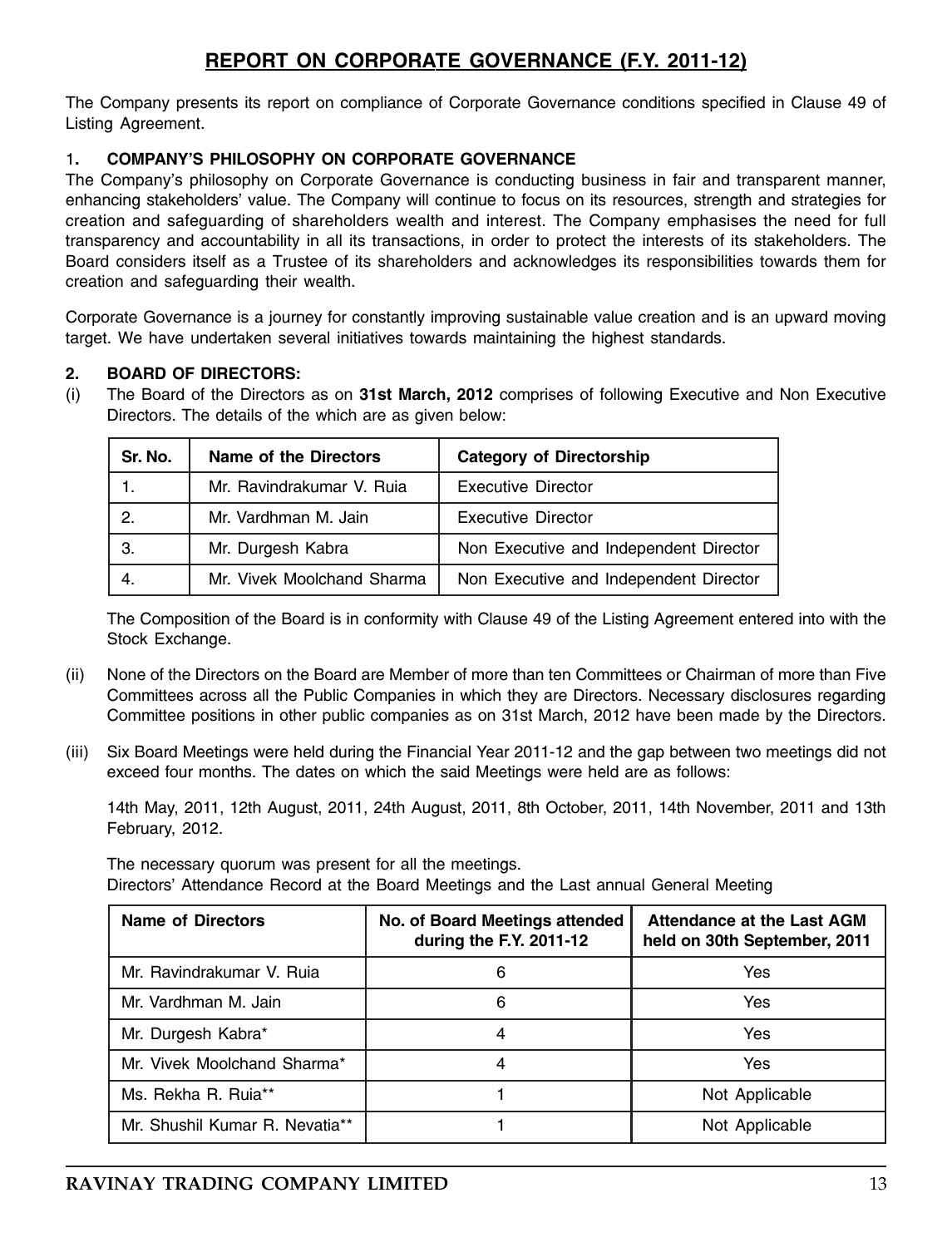# REPORT ON CORPORATE GOVERNANCE (F.Y. 2011-12)

The Company presents its report on compliance of Corporate Governance conditions specified in Clause 49 of Listing Agreement.

## 1. COMPANY'S PHILOSOPHY ON CORPORATE GOVERNANCE

The Company's philosophy on Corporate Governance is conducting business in fair and transparent manner, enhancing stakeholders' value. The Company will continue to focus on its resources, strength and strategies for creation and safeguarding of shareholders wealth and interest. The Company emphasises the need for full transparency and accountability in all its transactions, in order to protect the interests of its stakeholders. The Board considers itself as a Trustee of its shareholders and acknowledges its responsibilities towards them for creation and safeguarding their wealth.

Corporate Governance is a journey for constantly improving sustainable value creation and is an upward moving target. We have undertaken several initiatives towards maintaining the highest standards.

## 2. BOARD OF DIRECTORS:

(i) The Board of the Directors as on **31st March, 2012** comprises of following Executive and Non Executive Directors. The details of the which are as given below:

| Sr. No. | Name of the Directors | Category of Directorship |
|---|---|---|
| 1. | Mr. Ravindrakumar V. Ruia | Executive Director |
| 2. | Mr. Vardhman M. Jain | Executive Director |
| 3. | Mr. Durgesh Kabra | Non Executive and Independent Director |
| 4. | Mr. Vivek Moolchand Sharma | Non Executive and Independent Director |

The Composition of the Board is in conformity with Clause 49 of the Listing Agreement entered into with the Stock Exchange.

(ii) None of the Directors on the Board are Member of more than ten Committees or Chairman of more than Five Committees across all the Public Companies in which they are Directors. Necessary disclosures regarding Committee positions in other public companies as on 31st March, 2012 have been made by the Directors.

(iii) Six Board Meetings were held during the Financial Year 2011-12 and the gap between two meetings did not exceed four months. The dates on which the said Meetings were held are as follows:

14th May, 2011, 12th August, 2011, 24th August, 2011, 8th October, 2011, 14th November, 2011 and 13th February, 2012.

The necessary quorum was present for all the meetings.

Directors' Attendance Record at the Board Meetings and the Last annual General Meeting

| Name of Directors | No. of Board Meetings attended during the F.Y. 2011-12 | Attendance at the Last AGM held on 30th September, 2011 |
|---|---|---|
| Mr. Ravindrakumar V. Ruia | 6 | Yes |
| Mr. Vardhman M. Jain | 6 | Yes |
| Mr. Durgesh Kabra* | 4 | Yes |
| Mr. Vivek Moolchand Sharma* | 4 | Yes |
| Ms. Rekha R. Ruia** | 1 | Not Applicable |
| Mr. Shushil Kumar R. Nevatia** | 1 | Not Applicable |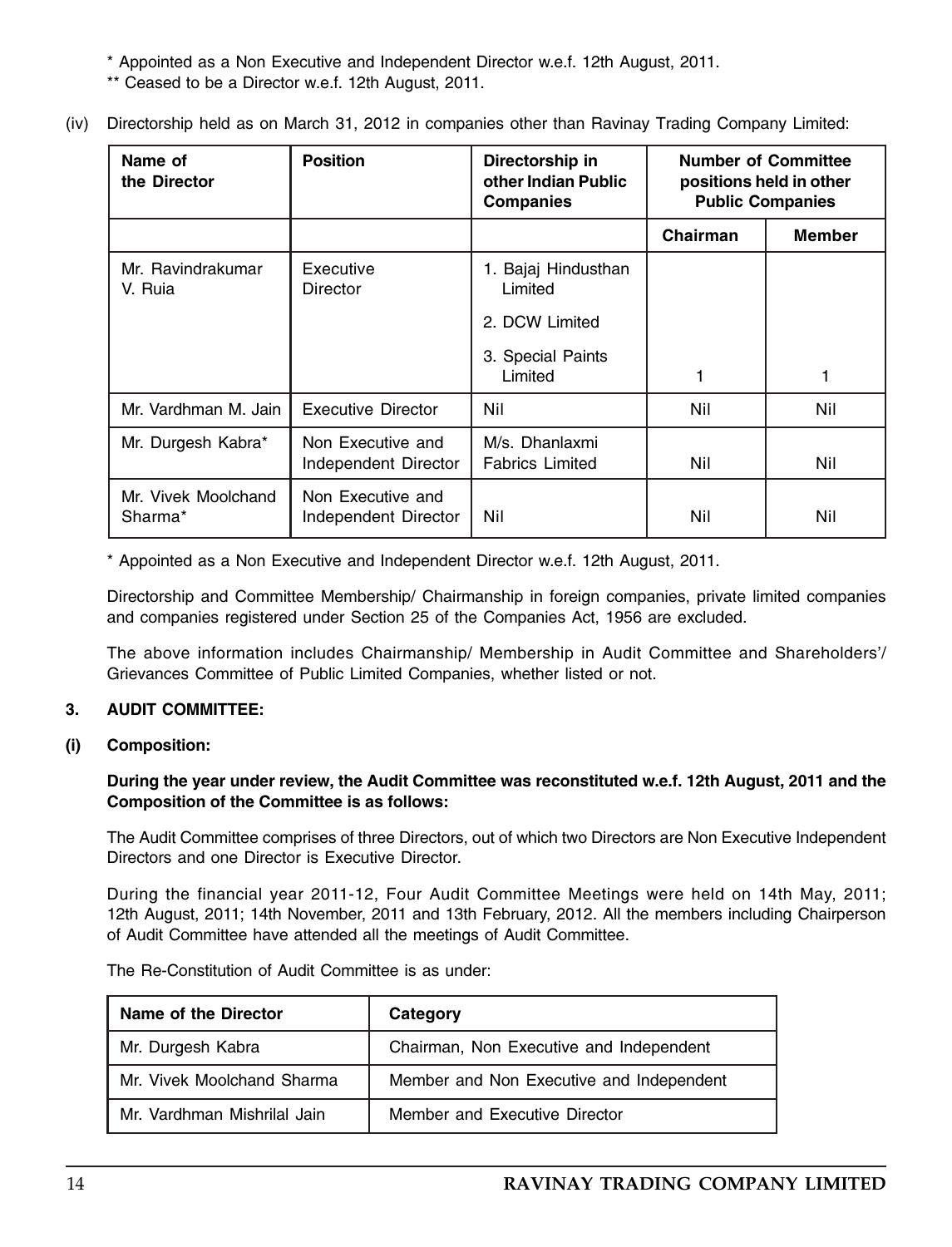\* Appointed as a Non Executive and Independent Director w.e.f. 12th August, 2011.

\*\* Ceased to be a Director w.e.f. 12th August, 2011.

(iv) Directorship held as on March 31, 2012 in companies other than Ravinay Trading Company Limited:

| Name of the Director | Position | Directorship in other Indian Public Companies | Number of Committee positions held in other Public Companies | |
|---|---|---|---|---|
| | | | Chairman | Member |
| Mr. Ravindrakumar V. Ruia | Executive Director | 1. Bajaj Hindusthan Limited<br>2. DCW Limited<br>3. Special Paints Limited | 1 | 1 |
| Mr. Vardhman M. Jain | Executive Director | Nil | Nil | Nil |
| Mr. Durgesh Kabra* | Non Executive and Independent Director | M/s. Dhanlaxmi Fabrics Limited | Nil | Nil |
| Mr. Vivek Moolchand Sharma* | Non Executive and Independent Director | Nil | Nil | Nil |

\* Appointed as a Non Executive and Independent Director w.e.f. 12th August, 2011.

Directorship and Committee Membership/ Chairmanship in foreign companies, private limited companies and companies registered under Section 25 of the Companies Act, 1956 are excluded.

The above information includes Chairmanship/ Membership in Audit Committee and Shareholders'/ Grievances Committee of Public Limited Companies, whether listed or not.

## 3. AUDIT COMMITTEE:

### (i) Composition:

**During the year under review, the Audit Committee was reconstituted w.e.f. 12th August, 2011 and the Composition of the Committee is as follows:**

The Audit Committee comprises of three Directors, out of which two Directors are Non Executive Independent Directors and one Director is Executive Director.

During the financial year 2011-12, Four Audit Committee Meetings were held on 14th May, 2011; 12th August, 2011; 14th November, 2011 and 13th February, 2012. All the members including Chairperson of Audit Committee have attended all the meetings of Audit Committee.

The Re-Constitution of Audit Committee is as under:

| Name of the Director | Category |
|---|---|
| Mr. Durgesh Kabra | Chairman, Non Executive and Independent |
| Mr. Vivek Moolchand Sharma | Member and Non Executive and Independent |
| Mr. Vardhman Mishrilal Jain | Member and Executive Director |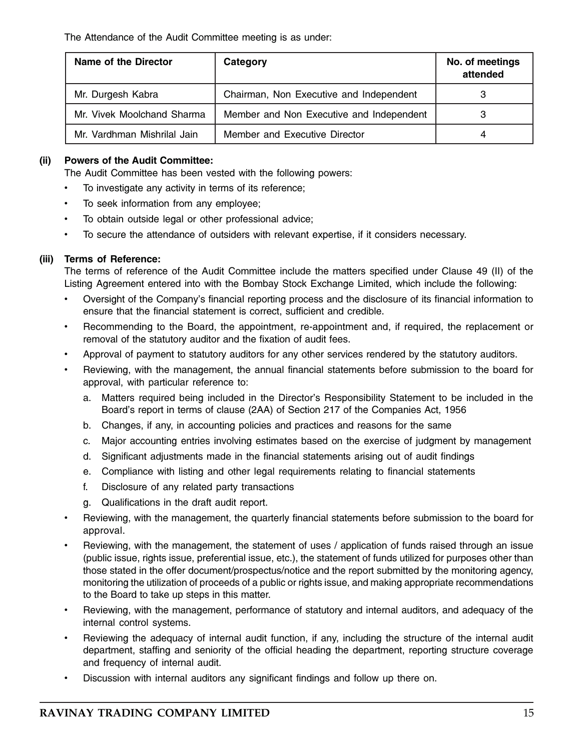The Attendance of the Audit Committee meeting is as under:

| Name of the Director | Category | No. of meetings attended |
|---|---|---|
| Mr. Durgesh Kabra | Chairman, Non Executive and Independent | 3 |
| Mr. Vivek Moolchand Sharma | Member and Non Executive and Independent | 3 |
| Mr. Vardhman Mishrilal Jain | Member and Executive Director | 4 |

**(ii) Powers of the Audit Committee:**

The Audit Committee has been vested with the following powers:

- To investigate any activity in terms of its reference;
- To seek information from any employee;
- To obtain outside legal or other professional advice;
- To secure the attendance of outsiders with relevant expertise, if it considers necessary.

**(iii) Terms of Reference:**

The terms of reference of the Audit Committee include the matters specified under Clause 49 (II) of the Listing Agreement entered into with the Bombay Stock Exchange Limited, which include the following:

- Oversight of the Company's financial reporting process and the disclosure of its financial information to ensure that the financial statement is correct, sufficient and credible.
- Recommending to the Board, the appointment, re-appointment and, if required, the replacement or removal of the statutory auditor and the fixation of audit fees.
- Approval of payment to statutory auditors for any other services rendered by the statutory auditors.
- Reviewing, with the management, the annual financial statements before submission to the board for approval, with particular reference to:
  a. Matters required being included in the Director's Responsibility Statement to be included in the Board's report in terms of clause (2AA) of Section 217 of the Companies Act, 1956
  b. Changes, if any, in accounting policies and practices and reasons for the same
  c. Major accounting entries involving estimates based on the exercise of judgment by management
  d. Significant adjustments made in the financial statements arising out of audit findings
  e. Compliance with listing and other legal requirements relating to financial statements
  f. Disclosure of any related party transactions
  g. Qualifications in the draft audit report.
- Reviewing, with the management, the quarterly financial statements before submission to the board for approval.
- Reviewing, with the management, the statement of uses / application of funds raised through an issue (public issue, rights issue, preferential issue, etc.), the statement of funds utilized for purposes other than those stated in the offer document/prospectus/notice and the report submitted by the monitoring agency, monitoring the utilization of proceeds of a public or rights issue, and making appropriate recommendations to the Board to take up steps in this matter.
- Reviewing, with the management, performance of statutory and internal auditors, and adequacy of the internal control systems.
- Reviewing the adequacy of internal audit function, if any, including the structure of the internal audit department, staffing and seniority of the official heading the department, reporting structure coverage and frequency of internal audit.
- Discussion with internal auditors any significant findings and follow up there on.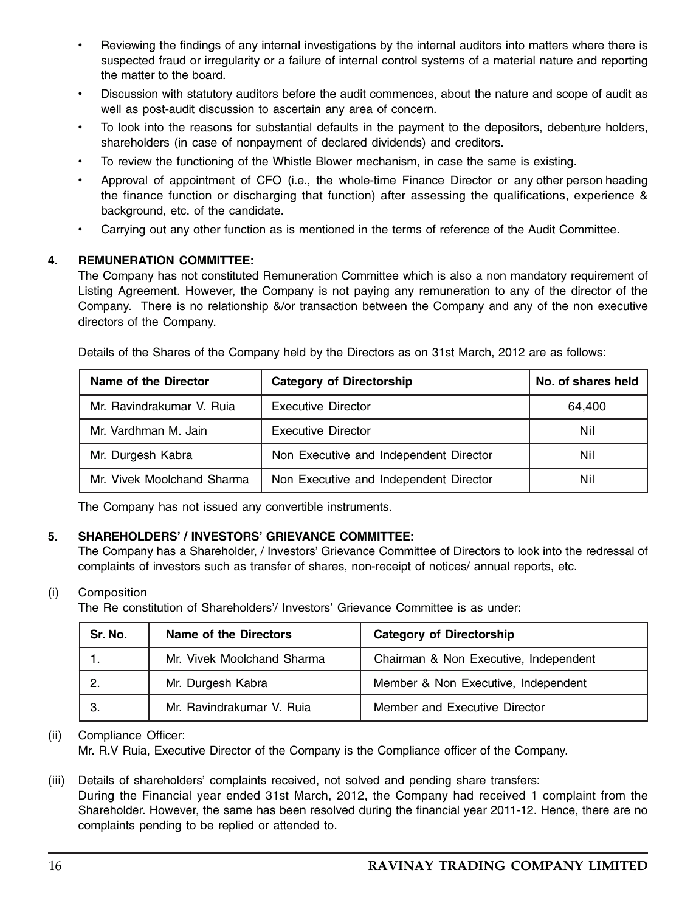- Reviewing the findings of any internal investigations by the internal auditors into matters where there is suspected fraud or irregularity or a failure of internal control systems of a material nature and reporting the matter to the board.
- Discussion with statutory auditors before the audit commences, about the nature and scope of audit as well as post-audit discussion to ascertain any area of concern.
- To look into the reasons for substantial defaults in the payment to the depositors, debenture holders, shareholders (in case of nonpayment of declared dividends) and creditors.
- To review the functioning of the Whistle Blower mechanism, in case the same is existing.
- Approval of appointment of CFO (i.e., the whole-time Finance Director or any other person heading the finance function or discharging that function) after assessing the qualifications, experience & background, etc. of the candidate.
- Carrying out any other function as is mentioned in the terms of reference of the Audit Committee.

**4. REMUNERATION COMMITTEE:**

The Company has not constituted Remuneration Committee which is also a non mandatory requirement of Listing Agreement. However, the Company is not paying any remuneration to any of the director of the Company. There is no relationship &/or transaction between the Company and any of the non executive directors of the Company.

Details of the Shares of the Company held by the Directors as on 31st March, 2012 are as follows:

| Name of the Director | Category of Directorship | No. of shares held |
|---|---|---|
| Mr. Ravindrakumar V. Ruia | Executive Director | 64,400 |
| Mr. Vardhman M. Jain | Executive Director | Nil |
| Mr. Durgesh Kabra | Non Executive and Independent Director | Nil |
| Mr. Vivek Moolchand Sharma | Non Executive and Independent Director | Nil |

The Company has not issued any convertible instruments.

**5. SHAREHOLDERS' / INVESTORS' GRIEVANCE COMMITTEE:**

The Company has a Shareholder, / Investors' Grievance Committee of Directors to look into the redressal of complaints of investors such as transfer of shares, non-receipt of notices/ annual reports, etc.

(i) Composition

The Re constitution of Shareholders'/ Investors' Grievance Committee is as under:

| Sr. No. | Name of the Directors | Category of Directorship |
|---|---|---|
| 1. | Mr. Vivek Moolchand Sharma | Chairman & Non Executive, Independent |
| 2. | Mr. Durgesh Kabra | Member & Non Executive, Independent |
| 3. | Mr. Ravindrakumar V. Ruia | Member and Executive Director |

(ii) Compliance Officer:

Mr. R.V Ruia, Executive Director of the Company is the Compliance officer of the Company.

(iii) Details of shareholders' complaints received, not solved and pending share transfers:

During the Financial year ended 31st March, 2012, the Company had received 1 complaint from the Shareholder. However, the same has been resolved during the financial year 2011-12. Hence, there are no complaints pending to be replied or attended to.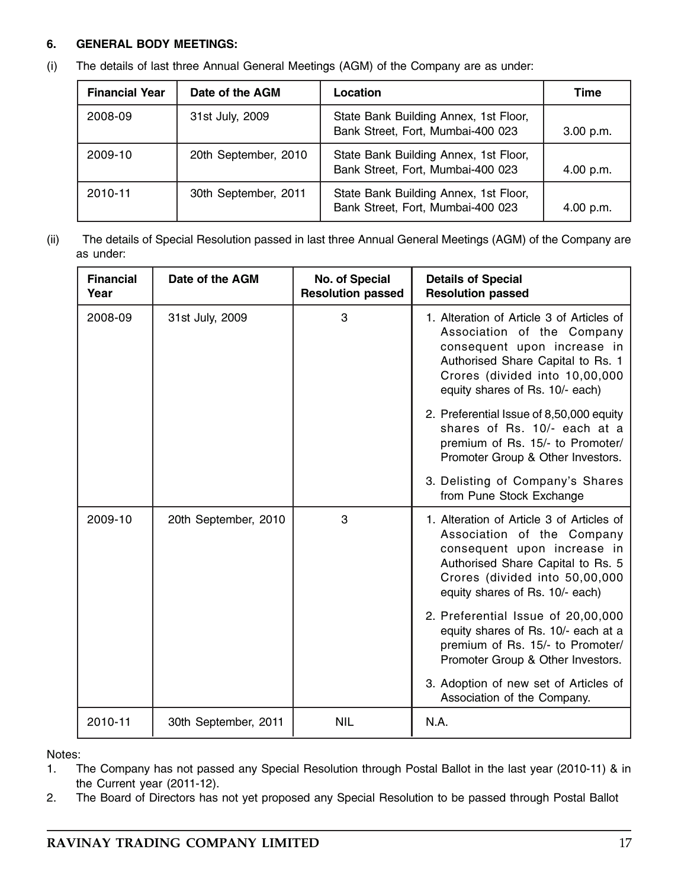**6. GENERAL BODY MEETINGS:**

(i) The details of last three Annual General Meetings (AGM) of the Company are as under:

| Financial Year | Date of the AGM | Location | Time |
|---|---|---|---|
| 2008-09 | 31st July, 2009 | State Bank Building Annex, 1st Floor, Bank Street, Fort, Mumbai-400 023 | 3.00 p.m. |
| 2009-10 | 20th September, 2010 | State Bank Building Annex, 1st Floor, Bank Street, Fort, Mumbai-400 023 | 4.00 p.m. |
| 2010-11 | 30th September, 2011 | State Bank Building Annex, 1st Floor, Bank Street, Fort, Mumbai-400 023 | 4.00 p.m. |

(ii) The details of Special Resolution passed in last three Annual General Meetings (AGM) of the Company are as under:

| Financial Year | Date of the AGM | No. of Special Resolution passed | Details of Special Resolution passed |
|---|---|---|---|
| 2008-09 | 31st July, 2009 | 3 | 1. Alteration of Article 3 of Articles of Association of the Company consequent upon increase in Authorised Share Capital to Rs. 1 Crores (divided into 10,00,000 equity shares of Rs. 10/- each)<br>2. Preferential Issue of 8,50,000 equity shares of Rs. 10/- each at a premium of Rs. 15/- to Promoter/ Promoter Group & Other Investors.<br>3. Delisting of Company's Shares from Pune Stock Exchange |
| 2009-10 | 20th September, 2010 | 3 | 1. Alteration of Article 3 of Articles of Association of the Company consequent upon increase in Authorised Share Capital to Rs. 5 Crores (divided into 50,00,000 equity shares of Rs. 10/- each)<br>2. Preferential Issue of 20,00,000 equity shares of Rs. 10/- each at a premium of Rs. 15/- to Promoter/ Promoter Group & Other Investors.<br>3. Adoption of new set of Articles of Association of the Company. |
| 2010-11 | 30th September, 2011 | NIL | N.A. |

Notes:

1. The Company has not passed any Special Resolution through Postal Ballot in the last year (2010-11) & in the Current year (2011-12).
2. The Board of Directors has not yet proposed any Special Resolution to be passed through Postal Ballot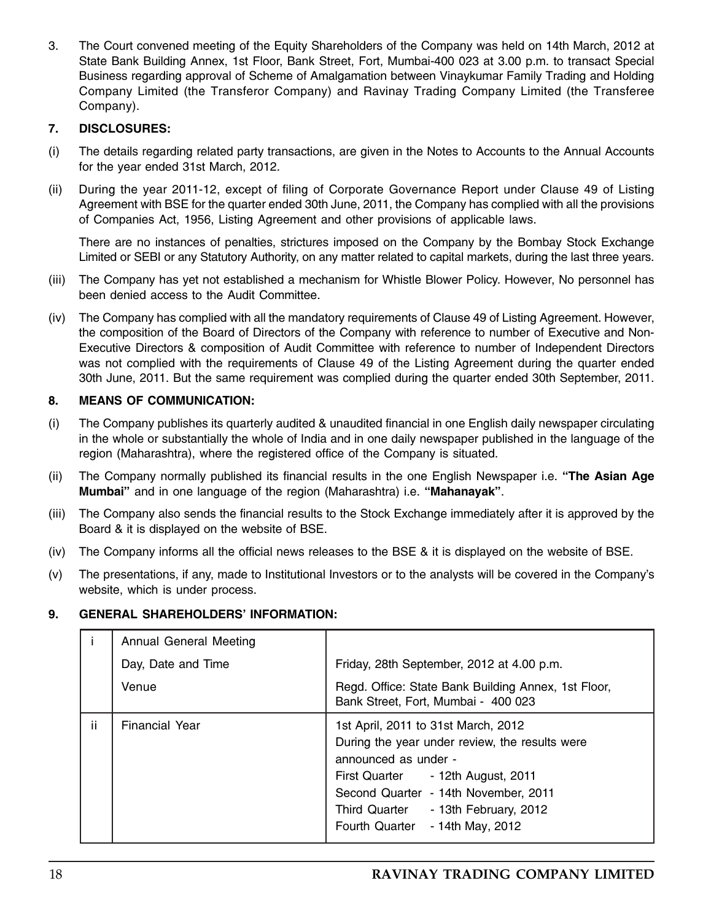3. The Court convened meeting of the Equity Shareholders of the Company was held on 14th March, 2012 at State Bank Building Annex, 1st Floor, Bank Street, Fort, Mumbai-400 023 at 3.00 p.m. to transact Special Business regarding approval of Scheme of Amalgamation between Vinaykumar Family Trading and Holding Company Limited (the Transferor Company) and Ravinay Trading Company Limited (the Transferee Company).

### 7. DISCLOSURES:

(i) The details regarding related party transactions, are given in the Notes to Accounts to the Annual Accounts for the year ended 31st March, 2012.

(ii) During the year 2011-12, except of filing of Corporate Governance Report under Clause 49 of Listing Agreement with BSE for the quarter ended 30th June, 2011, the Company has complied with all the provisions of Companies Act, 1956, Listing Agreement and other provisions of applicable laws.

There are no instances of penalties, strictures imposed on the Company by the Bombay Stock Exchange Limited or SEBI or any Statutory Authority, on any matter related to capital markets, during the last three years.

(iii) The Company has yet not established a mechanism for Whistle Blower Policy. However, No personnel has been denied access to the Audit Committee.

(iv) The Company has complied with all the mandatory requirements of Clause 49 of Listing Agreement. However, the composition of the Board of Directors of the Company with reference to number of Executive and Non-Executive Directors & composition of Audit Committee with reference to number of Independent Directors was not complied with the requirements of Clause 49 of the Listing Agreement during the quarter ended 30th June, 2011. But the same requirement was complied during the quarter ended 30th September, 2011.

### 8. MEANS OF COMMUNICATION:

(i) The Company publishes its quarterly audited & unaudited financial in one English daily newspaper circulating in the whole or substantially the whole of India and in one daily newspaper published in the language of the region (Maharashtra), where the registered office of the Company is situated.

(ii) The Company normally published its financial results in the one English Newspaper i.e. **"The Asian Age Mumbai"** and in one language of the region (Maharashtra) i.e. **"Mahanayak"**.

(iii) The Company also sends the financial results to the Stock Exchange immediately after it is approved by the Board & it is displayed on the website of BSE.

(iv) The Company informs all the official news releases to the BSE & it is displayed on the website of BSE.

(v) The presentations, if any, made to Institutional Investors or to the analysts will be covered in the Company's website, which is under process.

### 9. GENERAL SHAREHOLDERS' INFORMATION:

| | | |
|---|---|---|
| i | Annual General Meeting | |
| | Day, Date and Time | Friday, 28th September, 2012 at 4.00 p.m. |
| | Venue | Regd. Office: State Bank Building Annex, 1st Floor, Bank Street, Fort, Mumbai - 400 023 |
| ii | Financial Year | 1st April, 2011 to 31st March, 2012<br>During the year under review, the results were announced as under -<br>First Quarter - 12th August, 2011<br>Second Quarter - 14th November, 2011<br>Third Quarter - 13th February, 2012<br>Fourth Quarter - 14th May, 2012 |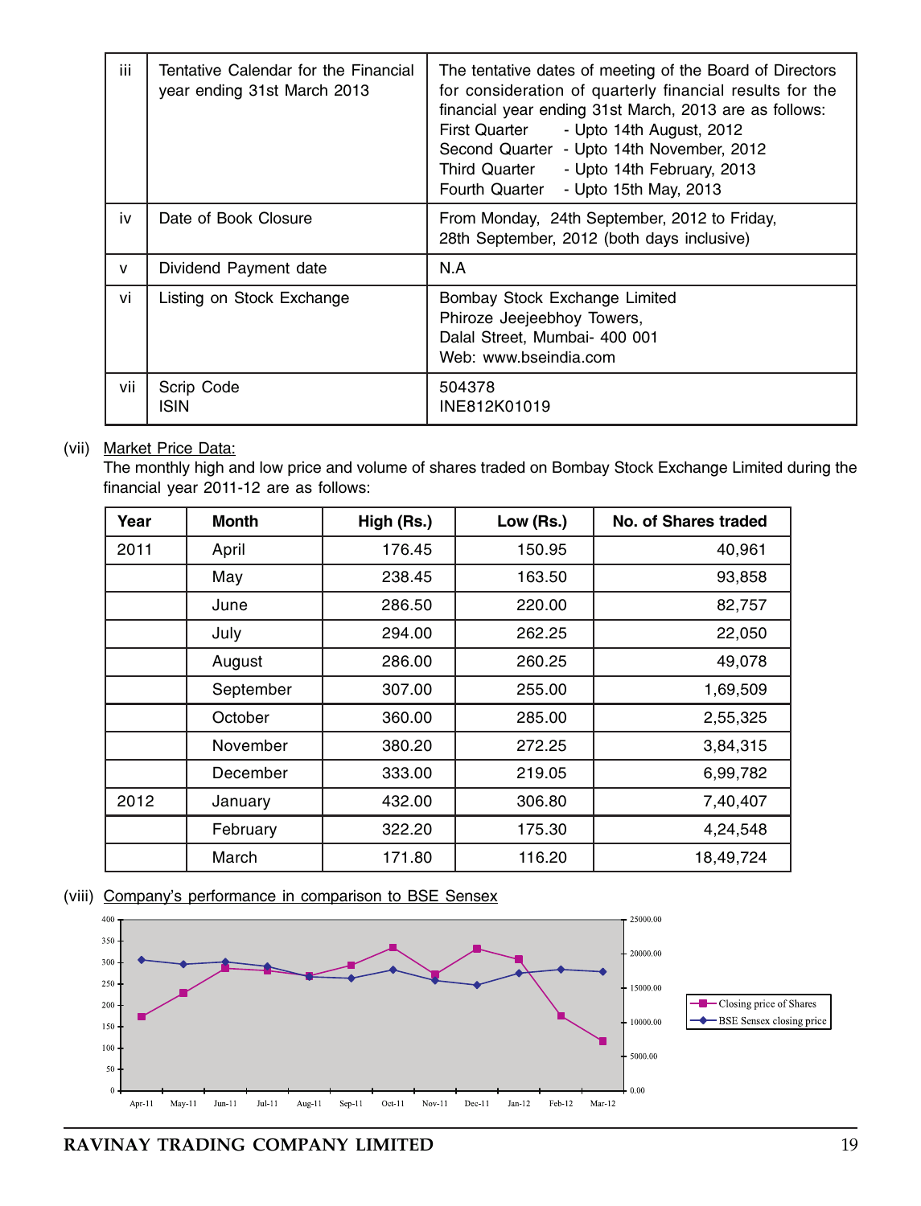| iii | Tentative Calendar for the Financial year ending 31st March 2013 | The tentative dates of meeting of the Board of Directors for consideration of quarterly financial results for the financial year ending 31st March, 2013 are as follows:<br>First Quarter - Upto 14th August, 2012<br>Second Quarter - Upto 14th November, 2012<br>Third Quarter - Upto 14th February, 2013<br>Fourth Quarter - Upto 15th May, 2013 |
|---|---|---|
| iv | Date of Book Closure | From Monday, 24th September, 2012 to Friday, 28th September, 2012 (both days inclusive) |
| v | Dividend Payment date | N.A |
| vi | Listing on Stock Exchange | Bombay Stock Exchange Limited<br>Phiroze Jeejeebhoy Towers,<br>Dalal Street, Mumbai- 400 001<br>Web: www.bseindia.com |
| vii | Scrip Code<br>ISIN | 504378<br>INE812K01019 |

(vii) Market Price Data:

The monthly high and low price and volume of shares traded on Bombay Stock Exchange Limited during the financial year 2011-12 are as follows:

| Year | Month | High (Rs.) | Low (Rs.) | No. of Shares traded |
|---|---|---|---|---|
| 2011 | April | 176.45 | 150.95 | 40,961 |
| | May | 238.45 | 163.50 | 93,858 |
| | June | 286.50 | 220.00 | 82,757 |
| | July | 294.00 | 262.25 | 22,050 |
| | August | 286.00 | 260.25 | 49,078 |
| | September | 307.00 | 255.00 | 1,69,509 |
| | October | 360.00 | 285.00 | 2,55,325 |
| | November | 380.20 | 272.25 | 3,84,315 |
| | December | 333.00 | 219.05 | 6,99,782 |
| 2012 | January | 432.00 | 306.80 | 7,40,407 |
| | February | 322.20 | 175.30 | 4,24,548 |
| | March | 171.80 | 116.20 | 18,49,724 |

(viii) Company's performance in comparison to BSE Sensex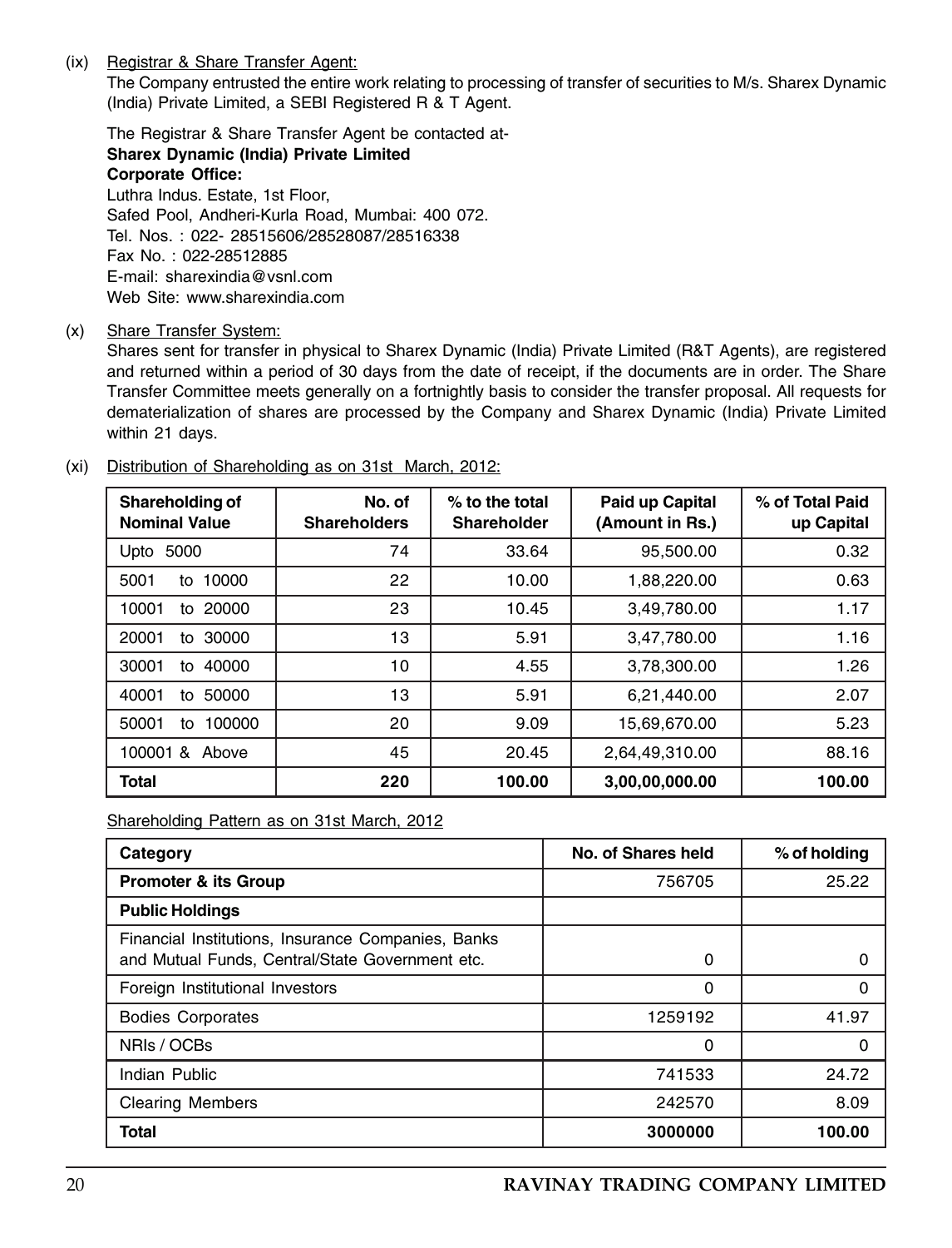(ix) Registrar & Share Transfer Agent:

The Company entrusted the entire work relating to processing of transfer of securities to M/s. Sharex Dynamic (India) Private Limited, a SEBI Registered R & T Agent.

The Registrar & Share Transfer Agent be contacted at-
**Sharex Dynamic (India) Private Limited**
**Corporate Office:**
Luthra Indus. Estate, 1st Floor,
Safed Pool, Andheri-Kurla Road, Mumbai: 400 072.
Tel. Nos. : 022- 28515606/28528087/28516338
Fax No. : 022-28512885
E-mail: sharexindia@vsnl.com
Web Site: www.sharexindia.com

(x) Share Transfer System:

Shares sent for transfer in physical to Sharex Dynamic (India) Private Limited (R&T Agents), are registered and returned within a period of 30 days from the date of receipt, if the documents are in order. The Share Transfer Committee meets generally on a fortnightly basis to consider the transfer proposal. All requests for dematerialization of shares are processed by the Company and Sharex Dynamic (India) Private Limited within 21 days.

(xi) Distribution of Shareholding as on 31st March, 2012:

| Shareholding of Nominal Value | No. of Shareholders | % to the total Shareholder | Paid up Capital (Amount in Rs.) | % of Total Paid up Capital |
|---|---|---|---|---|
| Upto 5000 | 74 | 33.64 | 95,500.00 | 0.32 |
| 5001 to 10000 | 22 | 10.00 | 1,88,220.00 | 0.63 |
| 10001 to 20000 | 23 | 10.45 | 3,49,780.00 | 1.17 |
| 20001 to 30000 | 13 | 5.91 | 3,47,780.00 | 1.16 |
| 30001 to 40000 | 10 | 4.55 | 3,78,300.00 | 1.26 |
| 40001 to 50000 | 13 | 5.91 | 6,21,440.00 | 2.07 |
| 50001 to 100000 | 20 | 9.09 | 15,69,670.00 | 5.23 |
| 100001 & Above | 45 | 20.45 | 2,64,49,310.00 | 88.16 |
| **Total** | **220** | **100.00** | **3,00,00,000.00** | **100.00** |

Shareholding Pattern as on 31st March, 2012

| Category | No. of Shares held | % of holding |
|---|---|---|
| **Promoter & its Group** | 756705 | 25.22 |
| **Public Holdings** | | |
| Financial Institutions, Insurance Companies, Banks and Mutual Funds, Central/State Government etc. | 0 | 0 |
| Foreign Institutional Investors | 0 | 0 |
| Bodies Corporates | 1259192 | 41.97 |
| NRIs / OCBs | 0 | 0 |
| Indian Public | 741533 | 24.72 |
| Clearing Members | 242570 | 8.09 |
| **Total** | **3000000** | **100.00** |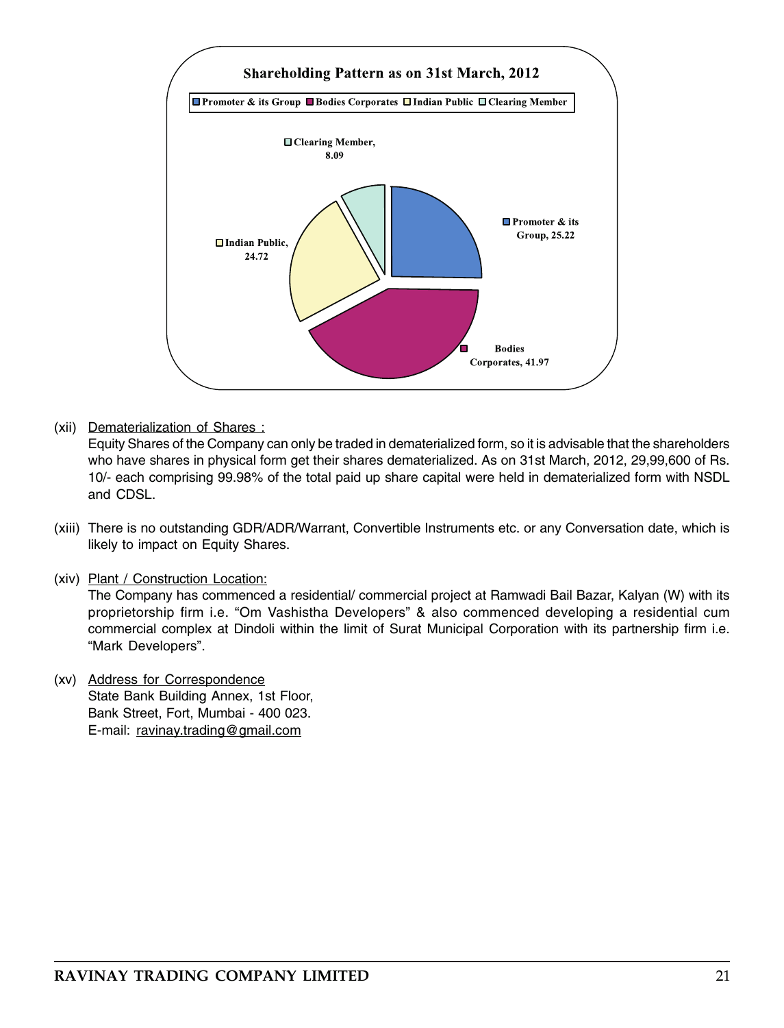**Shareholding Pattern as on 31st March, 2012**

| Category | Percentage |
|---|---|
| Promoter & its Group | 25.22 |
| Bodies Corporates | 41.97 |
| Indian Public | 24.72 |
| Clearing Member | 8.09 |

(xii) Dematerialization of Shares :

Equity Shares of the Company can only be traded in dematerialized form, so it is advisable that the shareholders who have shares in physical form get their shares dematerialized. As on 31st March, 2012, 29,99,600 of Rs. 10/- each comprising 99.98% of the total paid up share capital were held in dematerialized form with NSDL and CDSL.

(xiii) There is no outstanding GDR/ADR/Warrant, Convertible Instruments etc. or any Conversation date, which is likely to impact on Equity Shares.

(xiv) Plant / Construction Location:

The Company has commenced a residential/ commercial project at Ramwadi Bail Bazar, Kalyan (W) with its proprietorship firm i.e. "Om Vashistha Developers" & also commenced developing a residential cum commercial complex at Dindoli within the limit of Surat Municipal Corporation with its partnership firm i.e. "Mark Developers".

(xv) Address for Correspondence

State Bank Building Annex, 1st Floor,
Bank Street, Fort, Mumbai - 400 023.
E-mail: ravinay.trading@gmail.com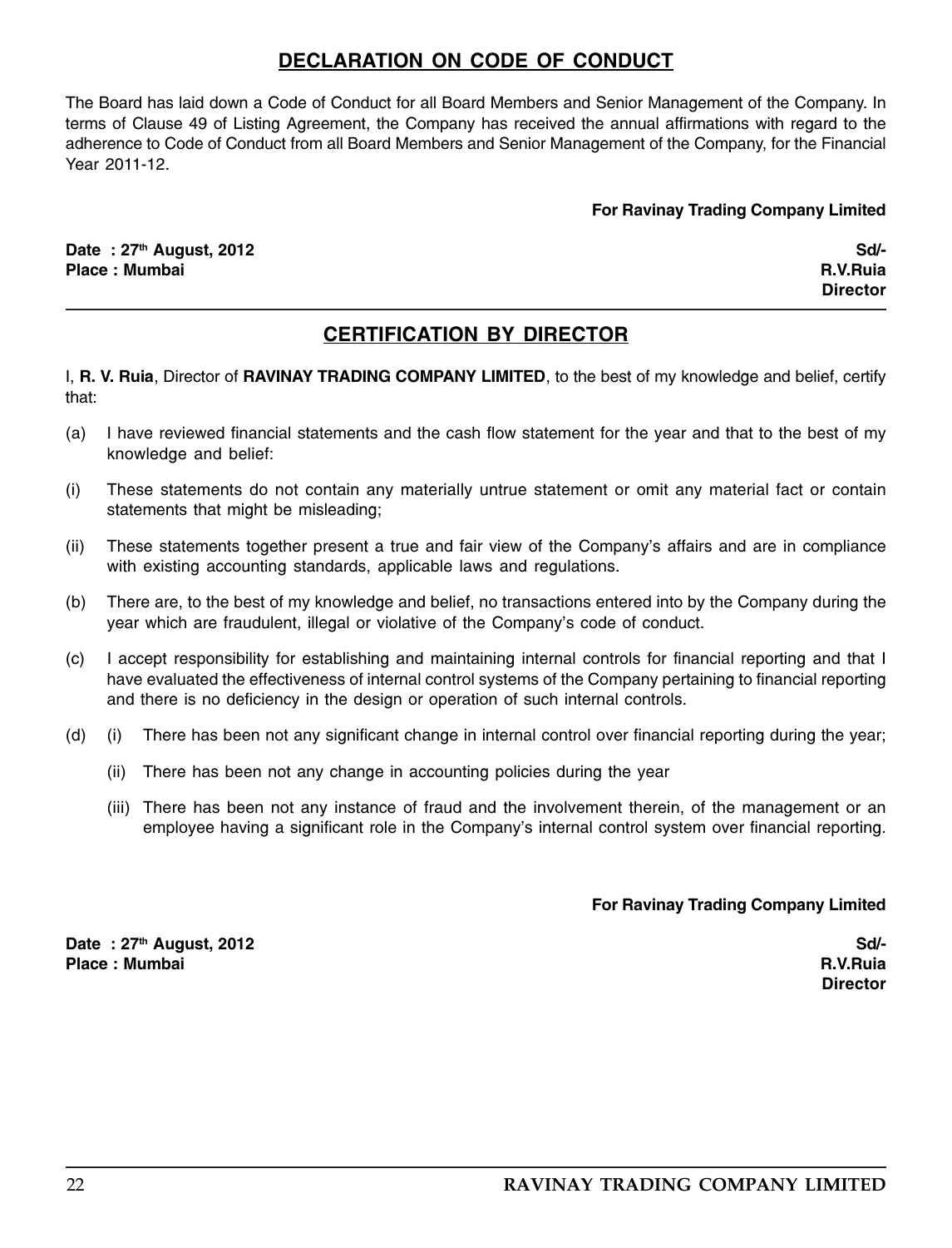## DECLARATION ON CODE OF CONDUCT

The Board has laid down a Code of Conduct for all Board Members and Senior Management of the Company. In terms of Clause 49 of Listing Agreement, the Company has received the annual affirmations with regard to the adherence to Code of Conduct from all Board Members and Senior Management of the Company, for the Financial Year 2011-12.

**For Ravinay Trading Company Limited**

**Date : 27th August, 2012**
**Place : Mumbai**

**Sd/-**
**R.V.Ruia**
**Director**

## CERTIFICATION BY DIRECTOR

I, **R. V. Ruia**, Director of **RAVINAY TRADING COMPANY LIMITED**, to the best of my knowledge and belief, certify that:

(a) I have reviewed financial statements and the cash flow statement for the year and that to the best of my knowledge and belief:

(i) These statements do not contain any materially untrue statement or omit any material fact or contain statements that might be misleading;

(ii) These statements together present a true and fair view of the Company's affairs and are in compliance with existing accounting standards, applicable laws and regulations.

(b) There are, to the best of my knowledge and belief, no transactions entered into by the Company during the year which are fraudulent, illegal or violative of the Company's code of conduct.

(c) I accept responsibility for establishing and maintaining internal controls for financial reporting and that I have evaluated the effectiveness of internal control systems of the Company pertaining to financial reporting and there is no deficiency in the design or operation of such internal controls.

(d) (i) There has been not any significant change in internal control over financial reporting during the year;

(ii) There has been not any change in accounting policies during the year

(iii) There has been not any instance of fraud and the involvement therein, of the management or an employee having a significant role in the Company's internal control system over financial reporting.

**For Ravinay Trading Company Limited**

**Date : 27th August, 2012**
**Place : Mumbai**

**Sd/-**
**R.V.Ruia**
**Director**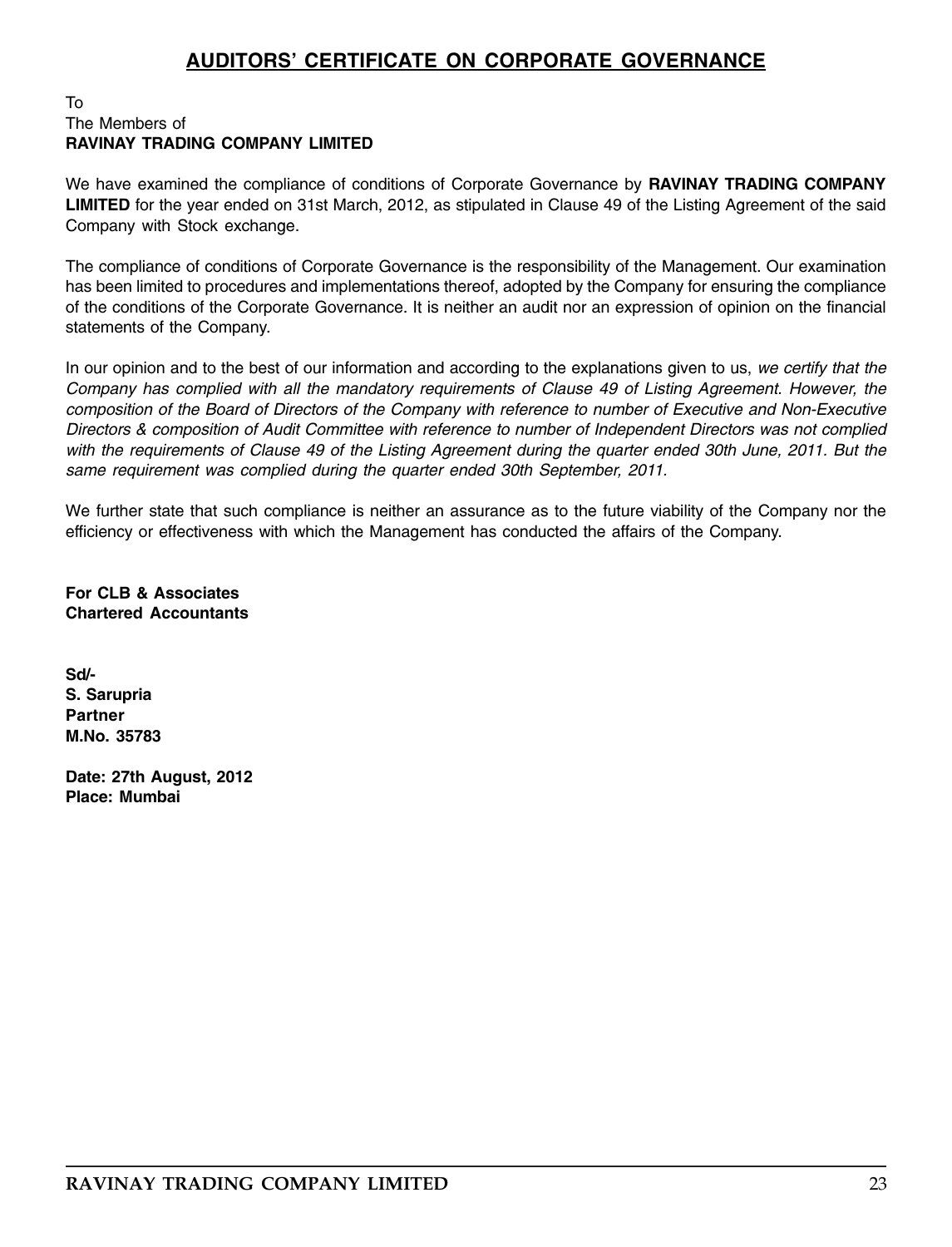# AUDITORS' CERTIFICATE ON CORPORATE GOVERNANCE

To
The Members of
**RAVINAY TRADING COMPANY LIMITED**

We have examined the compliance of conditions of Corporate Governance by **RAVINAY TRADING COMPANY LIMITED** for the year ended on 31st March, 2012, as stipulated in Clause 49 of the Listing Agreement of the said Company with Stock exchange.

The compliance of conditions of Corporate Governance is the responsibility of the Management. Our examination has been limited to procedures and implementations thereof, adopted by the Company for ensuring the compliance of the conditions of the Corporate Governance. It is neither an audit nor an expression of opinion on the financial statements of the Company.

In our opinion and to the best of our information and according to the explanations given to us, *we certify that the Company has complied with all the mandatory requirements of Clause 49 of Listing Agreement. However, the composition of the Board of Directors of the Company with reference to number of Executive and Non-Executive Directors & composition of Audit Committee with reference to number of Independent Directors was not complied with the requirements of Clause 49 of the Listing Agreement during the quarter ended 30th June, 2011. But the same requirement was complied during the quarter ended 30th September, 2011.*

We further state that such compliance is neither an assurance as to the future viability of the Company nor the efficiency or effectiveness with which the Management has conducted the affairs of the Company.

**For CLB & Associates**
**Chartered Accountants**

**Sd/-**
**S. Sarupria**
**Partner**
**M.No. 35783**

**Date: 27th August, 2012**
**Place: Mumbai**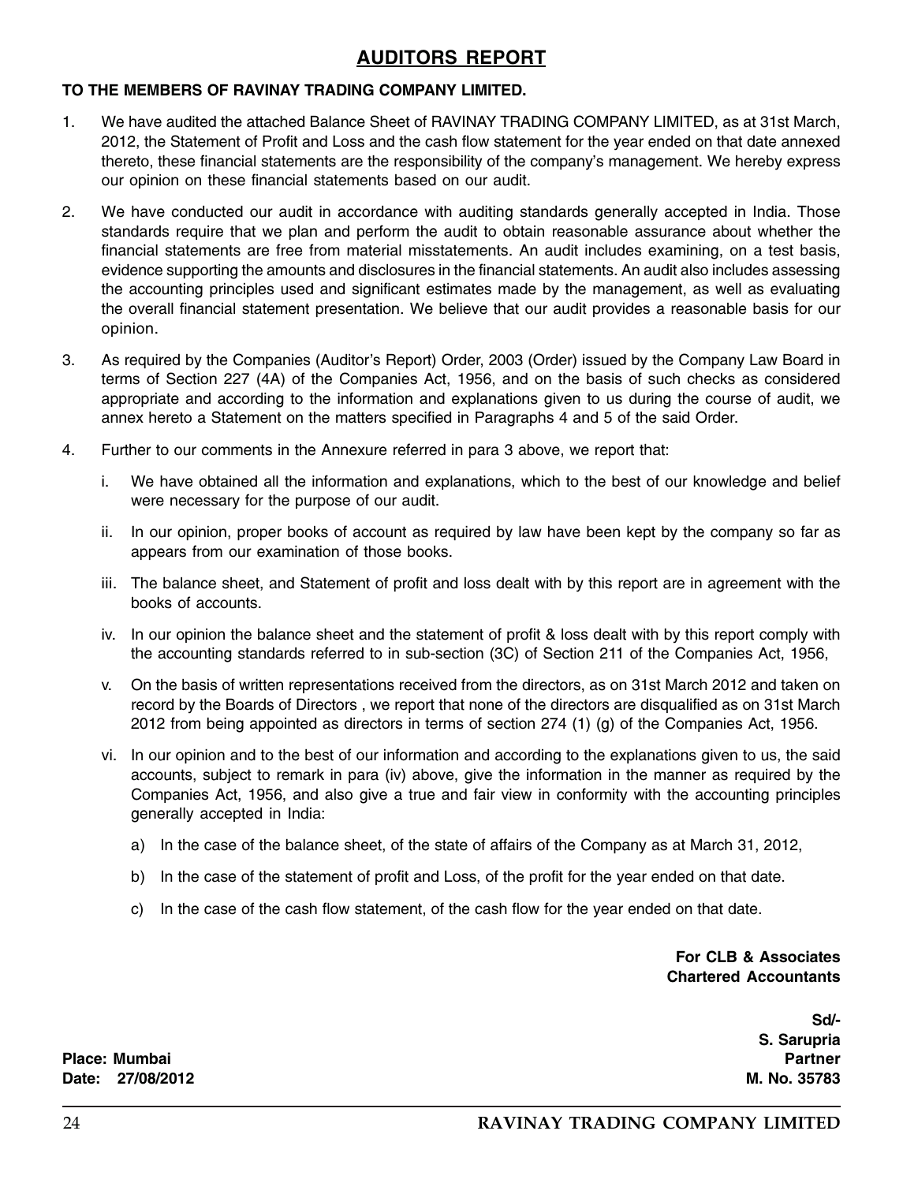# AUDITORS REPORT

**TO THE MEMBERS OF RAVINAY TRADING COMPANY LIMITED.**

1. We have audited the attached Balance Sheet of RAVINAY TRADING COMPANY LIMITED, as at 31st March, 2012, the Statement of Profit and Loss and the cash flow statement for the year ended on that date annexed thereto, these financial statements are the responsibility of the company's management. We hereby express our opinion on these financial statements based on our audit.

2. We have conducted our audit in accordance with auditing standards generally accepted in India. Those standards require that we plan and perform the audit to obtain reasonable assurance about whether the financial statements are free from material misstatements. An audit includes examining, on a test basis, evidence supporting the amounts and disclosures in the financial statements. An audit also includes assessing the accounting principles used and significant estimates made by the management, as well as evaluating the overall financial statement presentation. We believe that our audit provides a reasonable basis for our opinion.

3. As required by the Companies (Auditor's Report) Order, 2003 (Order) issued by the Company Law Board in terms of Section 227 (4A) of the Companies Act, 1956, and on the basis of such checks as considered appropriate and according to the information and explanations given to us during the course of audit, we annex hereto a Statement on the matters specified in Paragraphs 4 and 5 of the said Order.

4. Further to our comments in the Annexure referred in para 3 above, we report that:

   i. We have obtained all the information and explanations, which to the best of our knowledge and belief were necessary for the purpose of our audit.

   ii. In our opinion, proper books of account as required by law have been kept by the company so far as appears from our examination of those books.

   iii. The balance sheet, and Statement of profit and loss dealt with by this report are in agreement with the books of accounts.

   iv. In our opinion the balance sheet and the statement of profit & loss dealt with by this report comply with the accounting standards referred to in sub-section (3C) of Section 211 of the Companies Act, 1956,

   v. On the basis of written representations received from the directors, as on 31st March 2012 and taken on record by the Boards of Directors , we report that none of the directors are disqualified as on 31st March 2012 from being appointed as directors in terms of section 274 (1) (g) of the Companies Act, 1956.

   vi. In our opinion and to the best of our information and according to the explanations given to us, the said accounts, subject to remark in para (iv) above, give the information in the manner as required by the Companies Act, 1956, and also give a true and fair view in conformity with the accounting principles generally accepted in India:

      a) In the case of the balance sheet, of the state of affairs of the Company as at March 31, 2012,

      b) In the case of the statement of profit and Loss, of the profit for the year ended on that date.

      c) In the case of the cash flow statement, of the cash flow for the year ended on that date.

**For CLB & Associates**
**Chartered Accountants**

**Sd/-**
**S. Sarupria**
**Partner**
**M. No. 35783**

**Place: Mumbai**
**Date: 27/08/2012**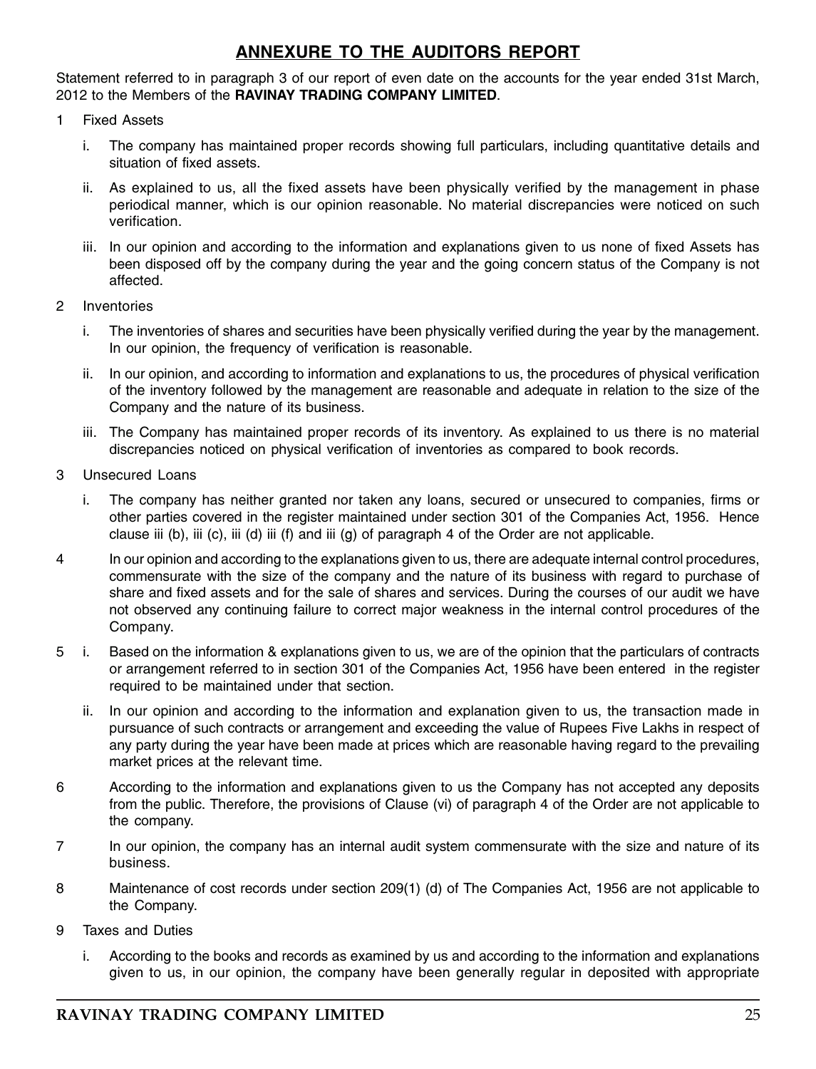## ANNEXURE TO THE AUDITORS REPORT

Statement referred to in paragraph 3 of our report of even date on the accounts for the year ended 31st March, 2012 to the Members of the **RAVINAY TRADING COMPANY LIMITED**.

1 Fixed Assets

   i. The company has maintained proper records showing full particulars, including quantitative details and situation of fixed assets.

   ii. As explained to us, all the fixed assets have been physically verified by the management in phase periodical manner, which is our opinion reasonable. No material discrepancies were noticed on such verification.

   iii. In our opinion and according to the information and explanations given to us none of fixed Assets has been disposed off by the company during the year and the going concern status of the Company is not affected.

2 Inventories

   i. The inventories of shares and securities have been physically verified during the year by the management. In our opinion, the frequency of verification is reasonable.

   ii. In our opinion, and according to information and explanations to us, the procedures of physical verification of the inventory followed by the management are reasonable and adequate in relation to the size of the Company and the nature of its business.

   iii. The Company has maintained proper records of its inventory. As explained to us there is no material discrepancies noticed on physical verification of inventories as compared to book records.

3 Unsecured Loans

   i. The company has neither granted nor taken any loans, secured or unsecured to companies, firms or other parties covered in the register maintained under section 301 of the Companies Act, 1956. Hence clause iii (b), iii (c), iii (d) iii (f) and iii (g) of paragraph 4 of the Order are not applicable.

4 In our opinion and according to the explanations given to us, there are adequate internal control procedures, commensurate with the size of the company and the nature of its business with regard to purchase of share and fixed assets and for the sale of shares and services. During the courses of our audit we have not observed any continuing failure to correct major weakness in the internal control procedures of the Company.

5 i. Based on the information & explanations given to us, we are of the opinion that the particulars of contracts or arrangement referred to in section 301 of the Companies Act, 1956 have been entered in the register required to be maintained under that section.

   ii. In our opinion and according to the information and explanation given to us, the transaction made in pursuance of such contracts or arrangement and exceeding the value of Rupees Five Lakhs in respect of any party during the year have been made at prices which are reasonable having regard to the prevailing market prices at the relevant time.

6 According to the information and explanations given to us the Company has not accepted any deposits from the public. Therefore, the provisions of Clause (vi) of paragraph 4 of the Order are not applicable to the company.

7 In our opinion, the company has an internal audit system commensurate with the size and nature of its business.

8 Maintenance of cost records under section 209(1) (d) of The Companies Act, 1956 are not applicable to the Company.

9 Taxes and Duties

   i. According to the books and records as examined by us and according to the information and explanations given to us, in our opinion, the company have been generally regular in deposited with appropriate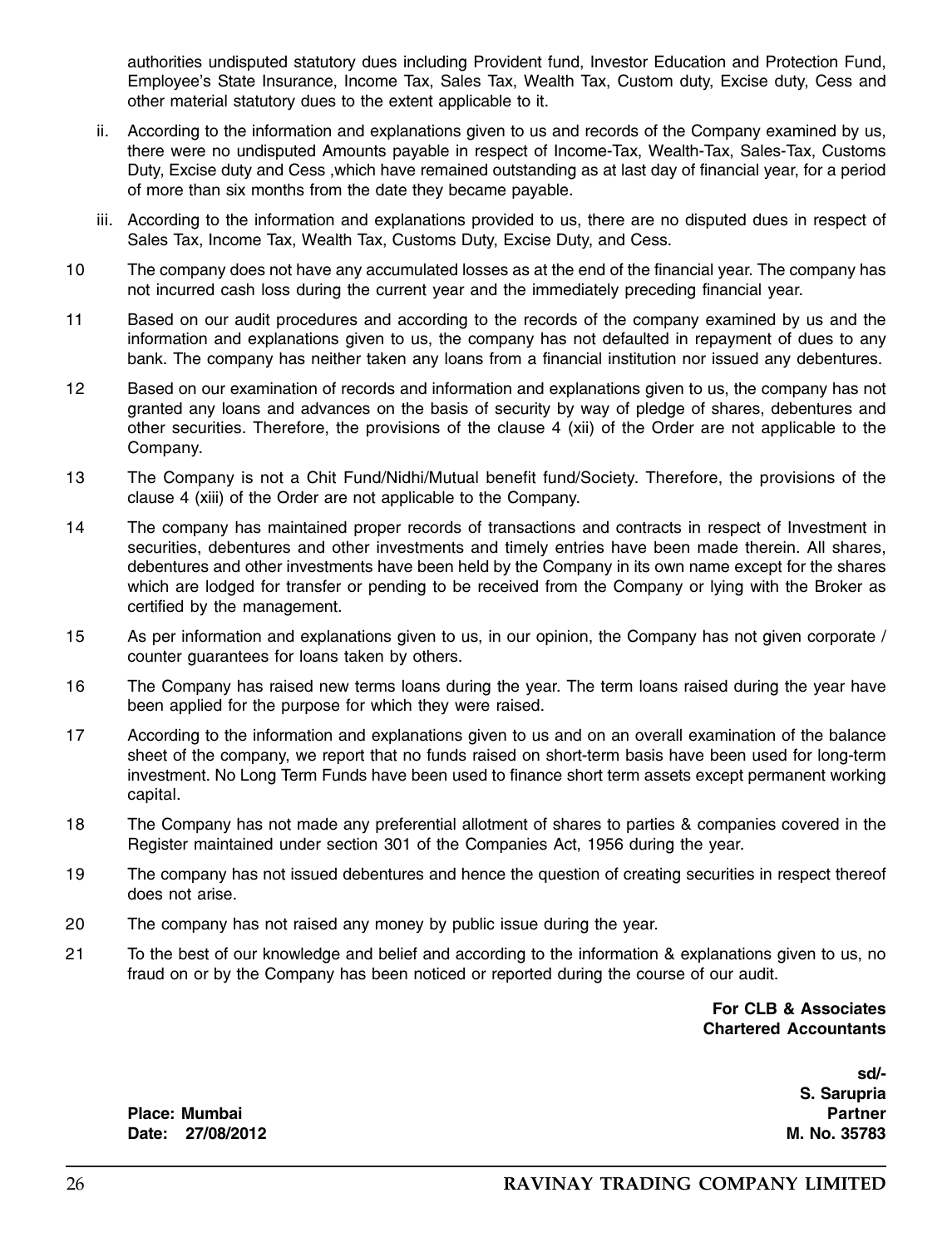authorities undisputed statutory dues including Provident fund, Investor Education and Protection Fund, Employee's State Insurance, Income Tax, Sales Tax, Wealth Tax, Custom duty, Excise duty, Cess and other material statutory dues to the extent applicable to it.

ii. According to the information and explanations given to us and records of the Company examined by us, there were no undisputed Amounts payable in respect of Income-Tax, Wealth-Tax, Sales-Tax, Customs Duty, Excise duty and Cess ,which have remained outstanding as at last day of financial year, for a period of more than six months from the date they became payable.

iii. According to the information and explanations provided to us, there are no disputed dues in respect of Sales Tax, Income Tax, Wealth Tax, Customs Duty, Excise Duty, and Cess.

10 The company does not have any accumulated losses as at the end of the financial year. The company has not incurred cash loss during the current year and the immediately preceding financial year.

11 Based on our audit procedures and according to the records of the company examined by us and the information and explanations given to us, the company has not defaulted in repayment of dues to any bank. The company has neither taken any loans from a financial institution nor issued any debentures.

12 Based on our examination of records and information and explanations given to us, the company has not granted any loans and advances on the basis of security by way of pledge of shares, debentures and other securities. Therefore, the provisions of the clause 4 (xii) of the Order are not applicable to the Company.

13 The Company is not a Chit Fund/Nidhi/Mutual benefit fund/Society. Therefore, the provisions of the clause 4 (xiii) of the Order are not applicable to the Company.

14 The company has maintained proper records of transactions and contracts in respect of Investment in securities, debentures and other investments and timely entries have been made therein. All shares, debentures and other investments have been held by the Company in its own name except for the shares which are lodged for transfer or pending to be received from the Company or lying with the Broker as certified by the management.

15 As per information and explanations given to us, in our opinion, the Company has not given corporate / counter guarantees for loans taken by others.

16 The Company has raised new terms loans during the year. The term loans raised during the year have been applied for the purpose for which they were raised.

17 According to the information and explanations given to us and on an overall examination of the balance sheet of the company, we report that no funds raised on short-term basis have been used for long-term investment. No Long Term Funds have been used to finance short term assets except permanent working capital.

18 The Company has not made any preferential allotment of shares to parties & companies covered in the Register maintained under section 301 of the Companies Act, 1956 during the year.

19 The company has not issued debentures and hence the question of creating securities in respect thereof does not arise.

20 The company has not raised any money by public issue during the year.

21 To the best of our knowledge and belief and according to the information & explanations given to us, no fraud on or by the Company has been noticed or reported during the course of our audit.

**For CLB & Associates**
**Chartered Accountants**

**sd/-**
**S. Sarupria**
**Partner**
**M. No. 35783**

**Place: Mumbai**
**Date: 27/08/2012**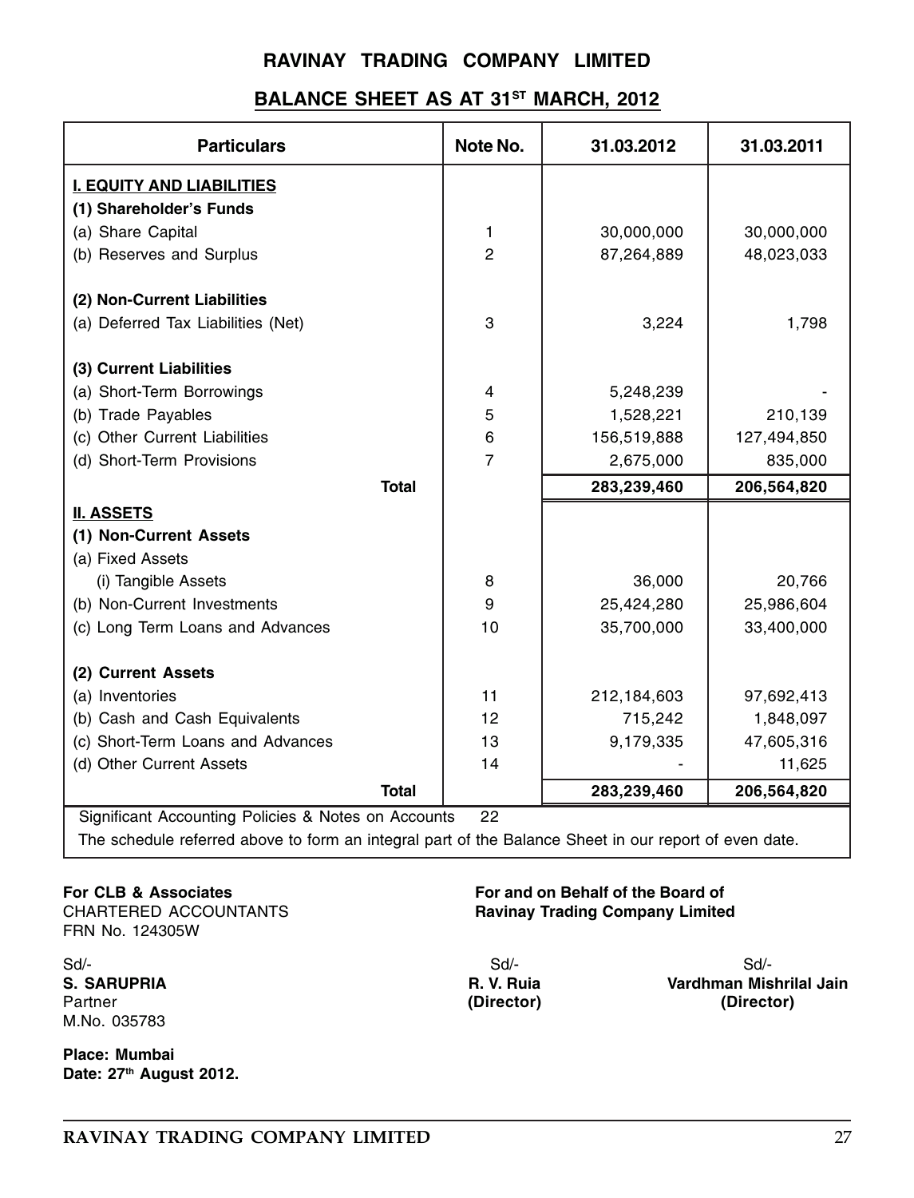# RAVINAY TRADING COMPANY LIMITED

## BALANCE SHEET AS AT 31ST MARCH, 2012

| Particulars | Note No. | 31.03.2012 | 31.03.2011 |
|---|---|---|---|
| **I. EQUITY AND LIABILITIES** | | | |
| **(1) Shareholder's Funds** | | | |
| (a) Share Capital | 1 | 30,000,000 | 30,000,000 |
| (b) Reserves and Surplus | 2 | 87,264,889 | 48,023,033 |
| **(2) Non-Current Liabilities** | | | |
| (a) Deferred Tax Liabilities (Net) | 3 | 3,224 | 1,798 |
| **(3) Current Liabilities** | | | |
| (a) Short-Term Borrowings | 4 | 5,248,239 | - |
| (b) Trade Payables | 5 | 1,528,221 | 210,139 |
| (c) Other Current Liabilities | 6 | 156,519,888 | 127,494,850 |
| (d) Short-Term Provisions | 7 | 2,675,000 | 835,000 |
| **Total** | | **283,239,460** | **206,564,820** |
| **II. ASSETS** | | | |
| **(1) Non-Current Assets** | | | |
| (a) Fixed Assets | | | |
| (i) Tangible Assets | 8 | 36,000 | 20,766 |
| (b) Non-Current Investments | 9 | 25,424,280 | 25,986,604 |
| (c) Long Term Loans and Advances | 10 | 35,700,000 | 33,400,000 |
| **(2) Current Assets** | | | |
| (a) Inventories | 11 | 212,184,603 | 97,692,413 |
| (b) Cash and Cash Equivalents | 12 | 715,242 | 1,848,097 |
| (c) Short-Term Loans and Advances | 13 | 9,179,335 | 47,605,316 |
| (d) Other Current Assets | 14 | - | 11,625 |
| **Total** | | **283,239,460** | **206,564,820** |

Significant Accounting Policies & Notes on Accounts 22

The schedule referred above to form an integral part of the Balance Sheet in our report of even date.

**For CLB & Associates**
CHARTERED ACCOUNTANTS
FRN No. 124305W

Sd/-
**S. SARUPRIA**
Partner
M.No. 035783

**Place: Mumbai**
**Date: 27th August 2012.**

**For and on Behalf of the Board of Ravinay Trading Company Limited**

Sd/-
**R. V. Ruia**
**(Director)**

Sd/-
**Vardhman Mishrilal Jain**
**(Director)**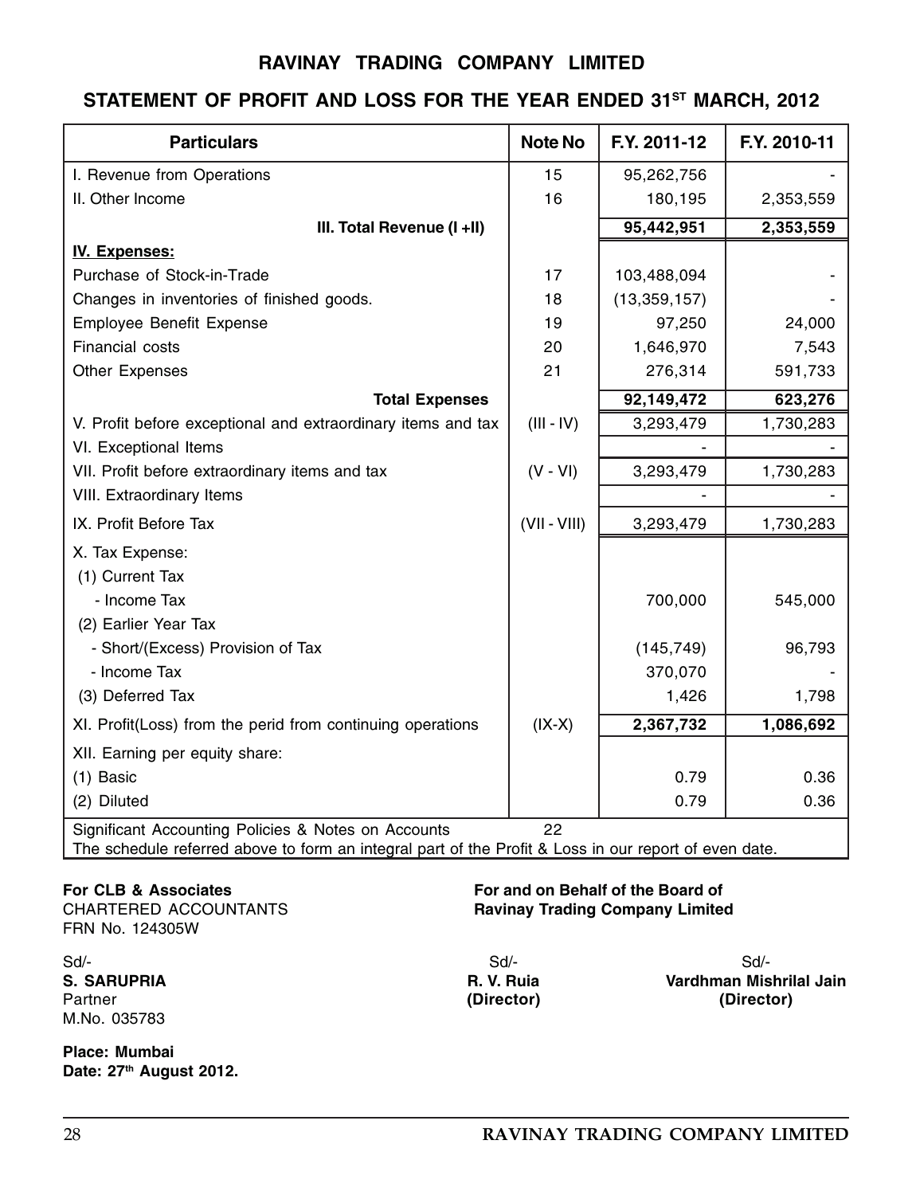# RAVINAY TRADING COMPANY LIMITED

## STATEMENT OF PROFIT AND LOSS FOR THE YEAR ENDED 31ST MARCH, 2012

| Particulars | Note No | F.Y. 2011-12 | F.Y. 2010-11 |
|---|---|---|---|
| I. Revenue from Operations | 15 | 95,262,756 | - |
| II. Other Income | 16 | 180,195 | 2,353,559 |
| **III. Total Revenue (I +II)** | | **95,442,951** | **2,353,559** |
| **IV. Expenses:** | | | |
| Purchase of Stock-in-Trade | 17 | 103,488,094 | - |
| Changes in inventories of finished goods. | 18 | (13,359,157) | - |
| Employee Benefit Expense | 19 | 97,250 | 24,000 |
| Financial costs | 20 | 1,646,970 | 7,543 |
| Other Expenses | 21 | 276,314 | 591,733 |
| **Total Expenses** | | **92,149,472** | **623,276** |
| V. Profit before exceptional and extraordinary items and tax | (III - IV) | 3,293,479 | 1,730,283 |
| VI. Exceptional Items | | - | - |
| VII. Profit before extraordinary items and tax | (V - VI) | 3,293,479 | 1,730,283 |
| VIII. Extraordinary Items | | - | - |
| IX. Profit Before Tax | (VII - VIII) | 3,293,479 | 1,730,283 |
| X. Tax Expense: | | | |
| (1) Current Tax | | | |
| - Income Tax | | 700,000 | 545,000 |
| (2) Earlier Year Tax | | | |
| - Short/(Excess) Provision of Tax | | (145,749) | 96,793 |
| - Income Tax | | 370,070 | - |
| (3) Deferred Tax | | 1,426 | 1,798 |
| XI. Profit(Loss) from the perid from continuing operations | (IX-X) | **2,367,732** | **1,086,692** |
| XII. Earning per equity share: | | | |
| (1) Basic | | 0.79 | 0.36 |
| (2) Diluted | | 0.79 | 0.36 |
| Significant Accounting Policies & Notes on Accounts | 22 | | |

The schedule referred above to form an integral part of the Profit & Loss in our report of even date.

**For CLB & Associates**
CHARTERED ACCOUNTANTS
FRN No. 124305W

Sd/-
**S. SARUPRIA**
Partner
M.No. 035783

**Place: Mumbai**
**Date: 27th August 2012.**

**For and on Behalf of the Board of**
**Ravinay Trading Company Limited**

Sd/-
**R. V. Ruia**
**(Director)**

Sd/-
**Vardhman Mishrilal Jain**
**(Director)**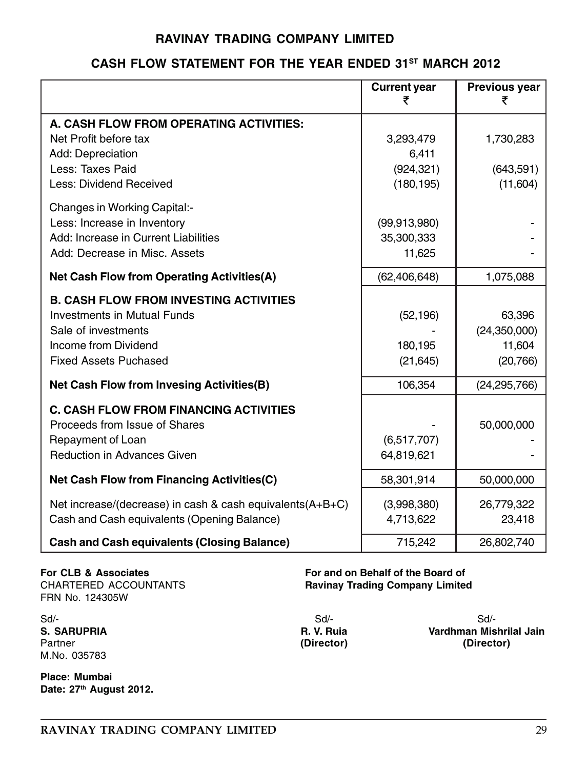# RAVINAY TRADING COMPANY LIMITED

## CASH FLOW STATEMENT FOR THE YEAR ENDED 31ST MARCH 2012

| | Current year ₹ | Previous year ₹ |
|---|---|---|
| **A. CASH FLOW FROM OPERATING ACTIVITIES:** | | |
| Net Profit before tax | 3,293,479 | 1,730,283 |
| Add: Depreciation | 6,411 | |
| Less: Taxes Paid | (924,321) | (643,591) |
| Less: Dividend Received | (180,195) | (11,604) |
| Changes in Working Capital:- | | |
| Less: Increase in Inventory | (99,913,980) | - |
| Add: Increase in Current Liabilities | 35,300,333 | - |
| Add: Decrease in Misc. Assets | 11,625 | - |
| **Net Cash Flow from Operating Activities(A)** | (62,406,648) | 1,075,088 |
| **B. CASH FLOW FROM INVESTING ACTIVITIES** | | |
| Investments in Mutual Funds | (52,196) | 63,396 |
| Sale of investments | - | (24,350,000) |
| Income from Dividend | 180,195 | 11,604 |
| Fixed Assets Puchased | (21,645) | (20,766) |
| **Net Cash Flow from Invesing Activities(B)** | 106,354 | (24,295,766) |
| **C. CASH FLOW FROM FINANCING ACTIVITIES** | | |
| Proceeds from Issue of Shares | - | 50,000,000 |
| Repayment of Loan | (6,517,707) | - |
| Reduction in Advances Given | 64,819,621 | - |
| **Net Cash Flow from Financing Activities(C)** | 58,301,914 | 50,000,000 |
| Net increase/(decrease) in cash & cash equivalents(A+B+C) | (3,998,380) | 26,779,322 |
| Cash and Cash equivalents (Opening Balance) | 4,713,622 | 23,418 |
| **Cash and Cash equivalents (Closing Balance)** | 715,242 | 26,802,740 |

**For CLB & Associates**
CHARTERED ACCOUNTANTS
FRN No. 124305W

Sd/-
**S. SARUPRIA**
Partner
M.No. 035783

**For and on Behalf of the Board of Ravinay Trading Company Limited**

Sd/-
**R. V. Ruia**
**(Director)**

Sd/-
**Vardhman Mishrilal Jain**
**(Director)**

**Place: Mumbai**
**Date: 27th August 2012.**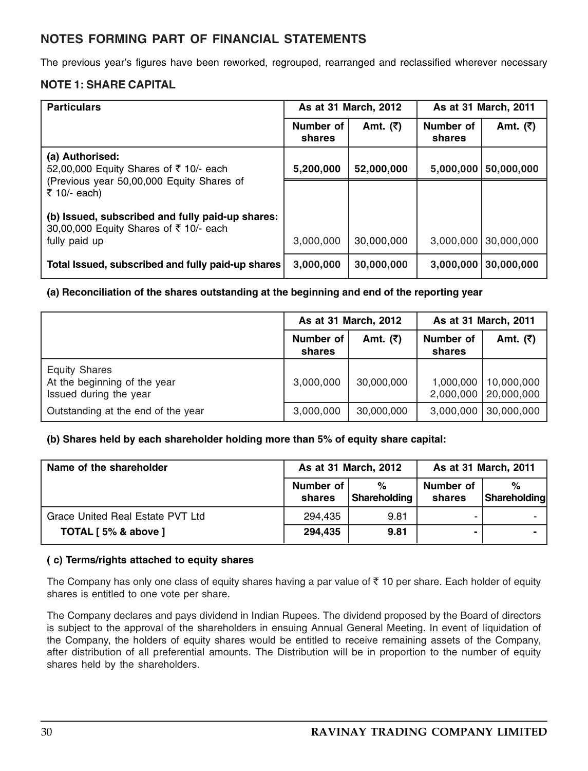## NOTES FORMING PART OF FINANCIAL STATEMENTS

The previous year's figures have been reworked, regrouped, rearranged and reclassified wherever necessary

### NOTE 1: SHARE CAPITAL

| Particulars | As at 31 March, 2012 | | As at 31 March, 2011 | |
|---|---|---|---|---|
| | Number of shares | Amt. (₹) | Number of shares | Amt. (₹) |
| **(a) Authorised:** 52,00,000 Equity Shares of ₹ 10/- each (Previous year 50,00,000 Equity Shares of ₹ 10/- each) | **5,200,000** | **52,000,000** | **5,000,000** | **50,000,000** |
| **(b) Issued, subscribed and fully paid-up shares:** 30,00,000 Equity Shares of ₹ 10/- each fully paid up | 3,000,000 | 30,000,000 | 3,000,000 | 30,000,000 |
| **Total Issued, subscribed and fully paid-up shares** | **3,000,000** | **30,000,000** | **3,000,000** | **30,000,000** |

**(a) Reconciliation of the shares outstanding at the beginning and end of the reporting year**

| | As at 31 March, 2012 | | As at 31 March, 2011 | |
|---|---|---|---|---|
| | Number of shares | Amt. (₹) | Number of shares | Amt. (₹) |
| Equity Shares | | | | |
| At the beginning of the year | 3,000,000 | 30,000,000 | 1,000,000 | 10,000,000 |
| Issued during the year | | | 2,000,000 | 20,000,000 |
| Outstanding at the end of the year | 3,000,000 | 30,000,000 | 3,000,000 | 30,000,000 |

**(b) Shares held by each shareholder holding more than 5% of equity share capital:**

| Name of the shareholder | As at 31 March, 2012 | | As at 31 March, 2011 | |
|---|---|---|---|---|
| | Number of shares | % Shareholding | Number of shares | % Shareholding |
| Grace United Real Estate PVT Ltd | 294,435 | 9.81 | - | - |
| **TOTAL [ 5% & above ]** | **294,435** | **9.81** | **-** | **-** |

**( c) Terms/rights attached to equity shares**

The Company has only one class of equity shares having a par value of ₹ 10 per share. Each holder of equity shares is entitled to one vote per share.

The Company declares and pays dividend in Indian Rupees. The dividend proposed by the Board of directors is subject to the approval of the shareholders in ensuing Annual General Meeting. In event of liquidation of the Company, the holders of equity shares would be entitled to receive remaining assets of the Company, after distribution of all preferential amounts. The Distribution will be in proportion to the number of equity shares held by the shareholders.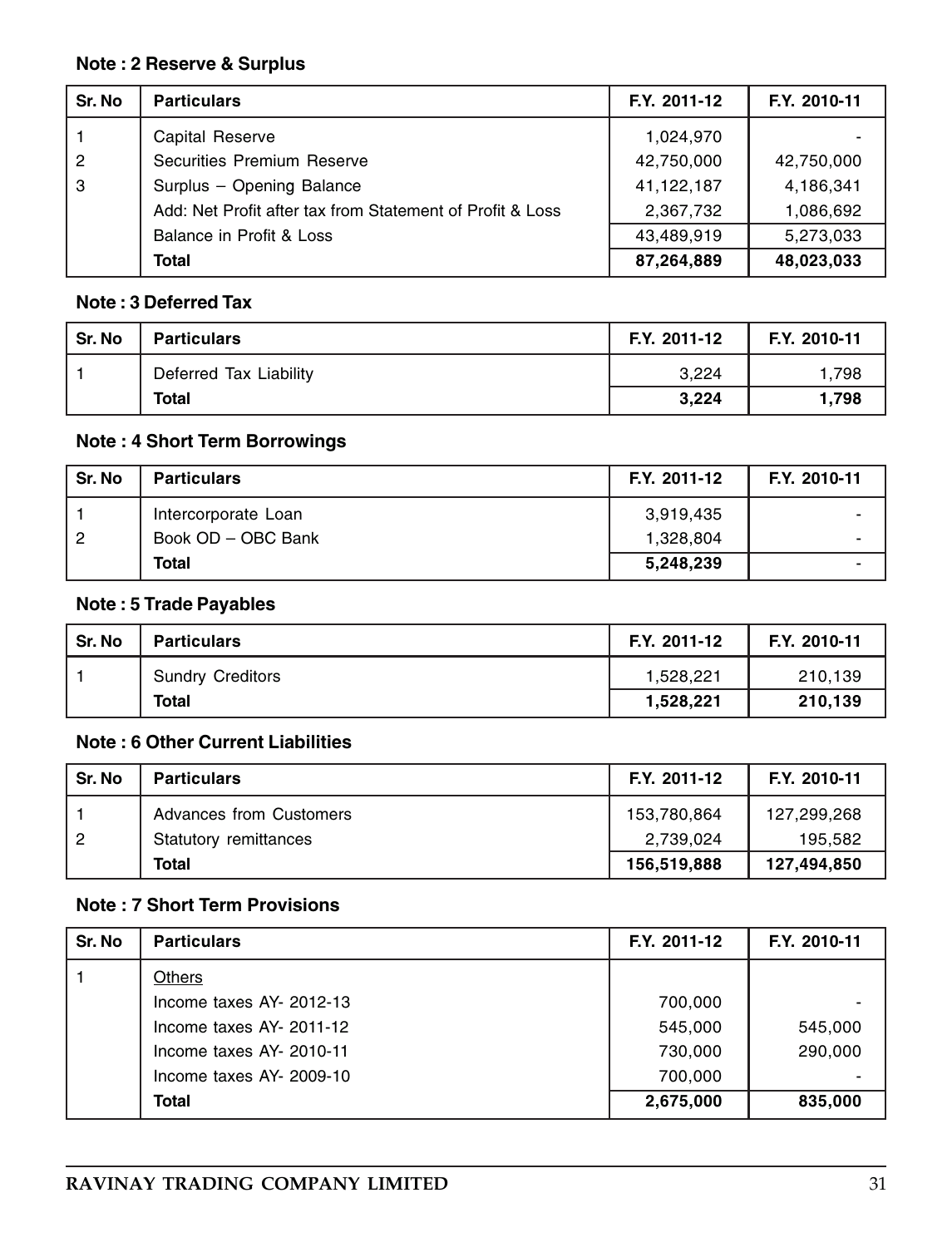**Note : 2 Reserve & Surplus**

| Sr. No | Particulars | F.Y. 2011-12 | F.Y. 2010-11 |
|---|---|---|---|
| 1 | Capital Reserve | 1,024,970 | - |
| 2 | Securities Premium Reserve | 42,750,000 | 42,750,000 |
| 3 | Surplus – Opening Balance | 41,122,187 | 4,186,341 |
| | Add: Net Profit after tax from Statement of Profit & Loss | 2,367,732 | 1,086,692 |
| | Balance in Profit & Loss | 43,489,919 | 5,273,033 |
| | **Total** | **87,264,889** | **48,023,033** |

**Note : 3 Deferred Tax**

| Sr. No | Particulars | F.Y. 2011-12 | F.Y. 2010-11 |
|---|---|---|---|
| 1 | Deferred Tax Liability | 3,224 | 1,798 |
| | **Total** | **3,224** | **1,798** |

**Note : 4 Short Term Borrowings**

| Sr. No | Particulars | F.Y. 2011-12 | F.Y. 2010-11 |
|---|---|---|---|
| 1 | Intercorporate Loan | 3,919,435 | - |
| 2 | Book OD – OBC Bank | 1,328,804 | - |
| | **Total** | **5,248,239** | - |

**Note : 5 Trade Payables**

| Sr. No | Particulars | F.Y. 2011-12 | F.Y. 2010-11 |
|---|---|---|---|
| 1 | Sundry Creditors | 1,528,221 | 210,139 |
| | **Total** | **1,528,221** | **210,139** |

**Note : 6 Other Current Liabilities**

| Sr. No | Particulars | F.Y. 2011-12 | F.Y. 2010-11 |
|---|---|---|---|
| 1 | Advances from Customers | 153,780,864 | 127,299,268 |
| 2 | Statutory remittances | 2,739,024 | 195,582 |
| | **Total** | **156,519,888** | **127,494,850** |

**Note : 7 Short Term Provisions**

| Sr. No | Particulars | F.Y. 2011-12 | F.Y. 2010-11 |
|---|---|---|---|
| 1 | Others | | |
| | Income taxes AY- 2012-13 | 700,000 | - |
| | Income taxes AY- 2011-12 | 545,000 | 545,000 |
| | Income taxes AY- 2010-11 | 730,000 | 290,000 |
| | Income taxes AY- 2009-10 | 700,000 | - |
| | **Total** | **2,675,000** | **835,000** |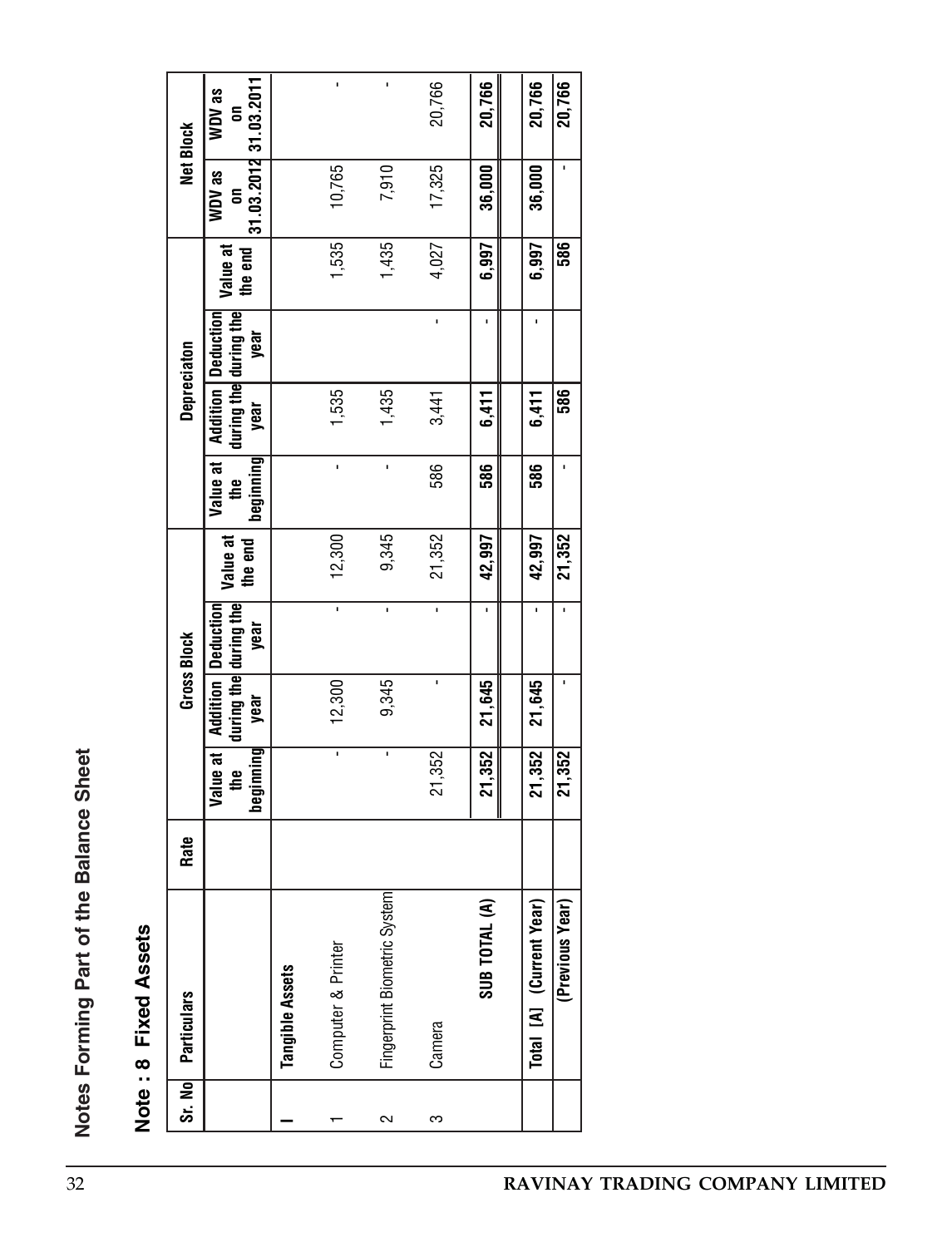# Notes Forming Part of the Balance Sheet

## Note : 8 Fixed Assets

| Sr. No | Particulars | Rate | Gross Block | | | | Depreciaton | | | | Net Block | |
|---|---|---|---|---|---|---|---|---|---|---|---|---|
| | | | Value at the beginning | Addition during the year | Deduction during the year | Value at the end | Value at the beginning | Addition during the year | Deduction during the year | Value at the end | WDV as on 31.03.2012 | WDV as on 31.03.2011 |
| I | **Tangible Assets** | | | | | | | | | | | |
| 1 | Computer & Printer | | - | 12,300 | - | 12,300 | - | 1,535 | | 1,535 | 10,765 | - |
| 2 | Fingerprint Biometric System | | - | 9,345 | - | 9,345 | - | 1,435 | | 1,435 | 7,910 | - |
| 3 | Camera | | 21,352 | - | - | 21,352 | 586 | 3,441 | - | 4,027 | 17,325 | 20,766 |
| | **SUB TOTAL (A)** | | **21,352** | **21,645** | - | **42,997** | **586** | **6,411** | - | **6,997** | **36,000** | **20,766** |
| | **Total [A] (Current Year)** | | **21,352** | **21,645** | - | **42,997** | **586** | **6,411** | - | **6,997** | **36,000** | **20,766** |
| | **(Previous Year)** | | **21,352** | - | - | **21,352** | - | **586** | | **586** | - | **20,766** |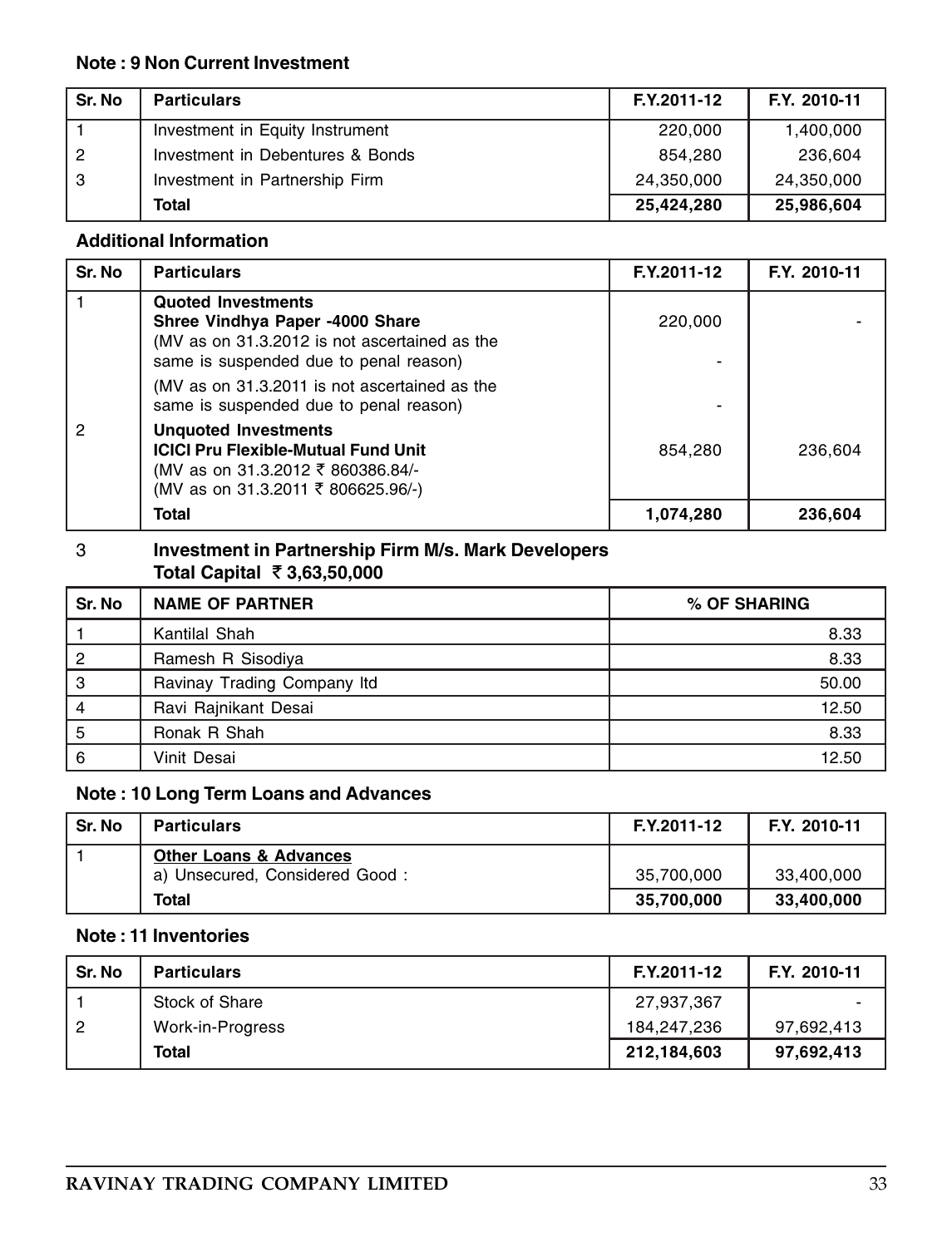### Note : 9 Non Current Investment

| Sr. No | Particulars | F.Y.2011-12 | F.Y. 2010-11 |
|---|---|---|---|
| 1 | Investment in Equity Instrument | 220,000 | 1,400,000 |
| 2 | Investment in Debentures & Bonds | 854,280 | 236,604 |
| 3 | Investment in Partnership Firm | 24,350,000 | 24,350,000 |
| | **Total** | **25,424,280** | **25,986,604** |

### Additional Information

| Sr. No | Particulars | F.Y.2011-12 | F.Y. 2010-11 |
|---|---|---|---|
| 1 | **Quoted Investments** | | |
| | **Shree Vindhya Paper -4000 Share** | 220,000 | - |
| | (MV as on 31.3.2012 is not ascertained as the same is suspended due to penal reason) | - | |
| | (MV as on 31.3.2011 is not ascertained as the same is suspended due to penal reason) | - | |
| 2 | **Unquoted Investments** | | |
| | **ICICI Pru Flexible-Mutual Fund Unit** (MV as on 31.3.2012 ₹ 860386.84/-) (MV as on 31.3.2011 ₹ 806625.96/-) | 854,280 | 236,604 |
| | **Total** | **1,074,280** | **236,604** |

3 **Investment in Partnership Firm M/s. Mark Developers**
**Total Capital ₹ 3,63,50,000**

| Sr. No | NAME OF PARTNER | % OF SHARING |
|---|---|---|
| 1 | Kantilal Shah | 8.33 |
| 2 | Ramesh R Sisodiya | 8.33 |
| 3 | Ravinay Trading Company ltd | 50.00 |
| 4 | Ravi Rajnikant Desai | 12.50 |
| 5 | Ronak R Shah | 8.33 |
| 6 | Vinit Desai | 12.50 |

### Note : 10 Long Term Loans and Advances

| Sr. No | Particulars | F.Y.2011-12 | F.Y. 2010-11 |
|---|---|---|---|
| 1 | **Other Loans & Advances** | | |
| | a) Unsecured, Considered Good : | 35,700,000 | 33,400,000 |
| | **Total** | **35,700,000** | **33,400,000** |

### Note : 11 Inventories

| Sr. No | Particulars | F.Y.2011-12 | F.Y. 2010-11 |
|---|---|---|---|
| 1 | Stock of Share | 27,937,367 | - |
| 2 | Work-in-Progress | 184,247,236 | 97,692,413 |
| | **Total** | **212,184,603** | **97,692,413** |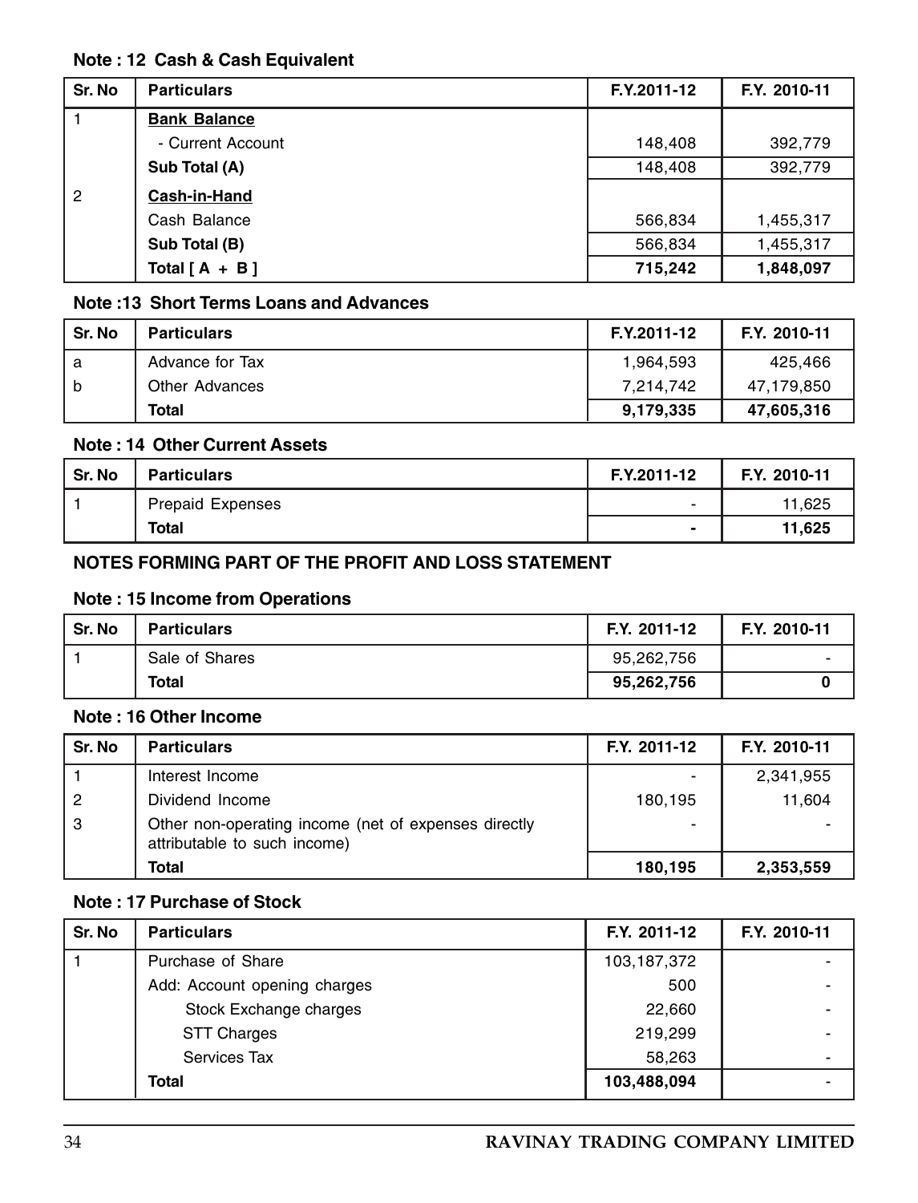**Note : 12 Cash & Cash Equivalent**

| Sr. No | Particulars | F.Y.2011-12 | F.Y. 2010-11 |
|---|---|---|---|
| 1 | **Bank Balance** | | |
| | - Current Account | 148,408 | 392,779 |
| | **Sub Total (A)** | 148,408 | 392,779 |
| 2 | **Cash-in-Hand** | | |
| | Cash Balance | 566,834 | 1,455,317 |
| | **Sub Total (B)** | 566,834 | 1,455,317 |
| | **Total [ A + B ]** | **715,242** | **1,848,097** |

**Note :13 Short Terms Loans and Advances**

| Sr. No | Particulars | F.Y.2011-12 | F.Y. 2010-11 |
|---|---|---|---|
| a | Advance for Tax | 1,964,593 | 425,466 |
| b | Other Advances | 7,214,742 | 47,179,850 |
| | **Total** | **9,179,335** | **47,605,316** |

**Note : 14 Other Current Assets**

| Sr. No | Particulars | F.Y.2011-12 | F.Y. 2010-11 |
|---|---|---|---|
| 1 | Prepaid Expenses | - | 11,625 |
| | **Total** | **-** | **11,625** |

## NOTES FORMING PART OF THE PROFIT AND LOSS STATEMENT

**Note : 15 Income from Operations**

| Sr. No | Particulars | F.Y. 2011-12 | F.Y. 2010-11 |
|---|---|---|---|
| 1 | Sale of Shares | 95,262,756 | - |
| | **Total** | **95,262,756** | **0** |

**Note : 16 Other Income**

| Sr. No | Particulars | F.Y. 2011-12 | F.Y. 2010-11 |
|---|---|---|---|
| 1 | Interest Income | - | 2,341,955 |
| 2 | Dividend Income | 180,195 | 11,604 |
| 3 | Other non-operating income (net of expenses directly attributable to such income) | - | - |
| | **Total** | **180,195** | **2,353,559** |

**Note : 17 Purchase of Stock**

| Sr. No | Particulars | F.Y. 2011-12 | F.Y. 2010-11 |
|---|---|---|---|
| 1 | Purchase of Share | 103,187,372 | - |
| | Add: Account opening charges | 500 | - |
| | Stock Exchange charges | 22,660 | - |
| | STT Charges | 219,299 | - |
| | Services Tax | 58,263 | - |
| | **Total** | **103,488,094** | - |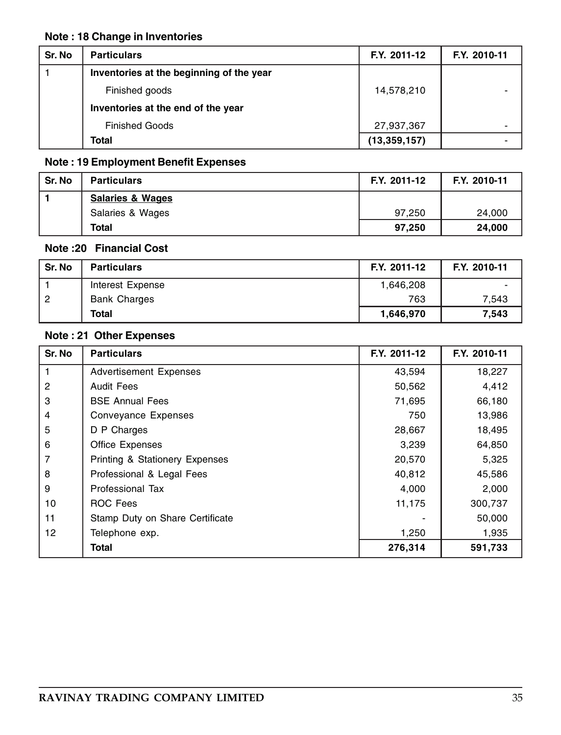### Note : 18 Change in Inventories

| Sr. No | Particulars | F.Y. 2011-12 | F.Y. 2010-11 |
|---|---|---|---|
| 1 | **Inventories at the beginning of the year** | | |
| | Finished goods | 14,578,210 | - |
| | **Inventories at the end of the year** | | |
| | Finished Goods | 27,937,367 | - |
| | **Total** | **(13,359,157)** | - |

### Note : 19 Employment Benefit Expenses

| Sr. No | Particulars | F.Y. 2011-12 | F.Y. 2010-11 |
|---|---|---|---|
| **1** | **Salaries & Wages** | | |
| | Salaries & Wages | 97,250 | 24,000 |
| | **Total** | **97,250** | **24,000** |

### Note :20 Financial Cost

| Sr. No | Particulars | F.Y. 2011-12 | F.Y. 2010-11 |
|---|---|---|---|
| 1 | Interest Expense | 1,646,208 | - |
| 2 | Bank Charges | 763 | 7,543 |
| | **Total** | **1,646,970** | **7,543** |

### Note : 21 Other Expenses

| Sr. No | Particulars | F.Y. 2011-12 | F.Y. 2010-11 |
|---|---|---|---|
| 1 | Advertisement Expenses | 43,594 | 18,227 |
| 2 | Audit Fees | 50,562 | 4,412 |
| 3 | BSE Annual Fees | 71,695 | 66,180 |
| 4 | Conveyance Expenses | 750 | 13,986 |
| 5 | D P Charges | 28,667 | 18,495 |
| 6 | Office Expenses | 3,239 | 64,850 |
| 7 | Printing & Stationery Expenses | 20,570 | 5,325 |
| 8 | Professional & Legal Fees | 40,812 | 45,586 |
| 9 | Professional Tax | 4,000 | 2,000 |
| 10 | ROC Fees | 11,175 | 300,737 |
| 11 | Stamp Duty on Share Certificate | - | 50,000 |
| 12 | Telephone exp. | 1,250 | 1,935 |
| | **Total** | **276,314** | **591,733** |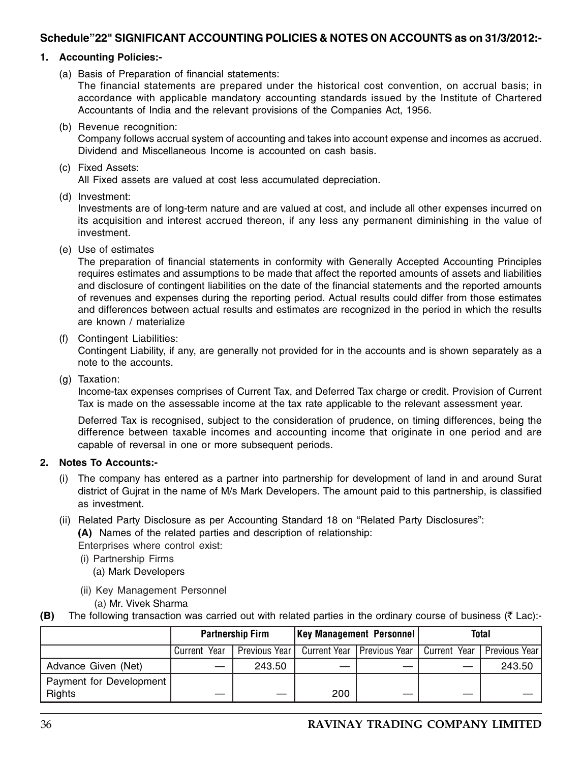## Schedule"22" SIGNIFICANT ACCOUNTING POLICIES & NOTES ON ACCOUNTS as on 31/3/2012:-

### 1. Accounting Policies:-

(a) Basis of Preparation of financial statements:
The financial statements are prepared under the historical cost convention, on accrual basis; in accordance with applicable mandatory accounting standards issued by the Institute of Chartered Accountants of India and the relevant provisions of the Companies Act, 1956.

(b) Revenue recognition:
Company follows accrual system of accounting and takes into account expense and incomes as accrued. Dividend and Miscellaneous Income is accounted on cash basis.

(c) Fixed Assets:
All Fixed assets are valued at cost less accumulated depreciation.

(d) Investment:
Investments are of long-term nature and are valued at cost, and include all other expenses incurred on its acquisition and interest accrued thereon, if any less any permanent diminishing in the value of investment.

(e) Use of estimates
The preparation of financial statements in conformity with Generally Accepted Accounting Principles requires estimates and assumptions to be made that affect the reported amounts of assets and liabilities and disclosure of contingent liabilities on the date of the financial statements and the reported amounts of revenues and expenses during the reporting period. Actual results could differ from those estimates and differences between actual results and estimates are recognized in the period in which the results are known / materialize

(f) Contingent Liabilities:
Contingent Liability, if any, are generally not provided for in the accounts and is shown separately as a note to the accounts.

(g) Taxation:
Income-tax expenses comprises of Current Tax, and Deferred Tax charge or credit. Provision of Current Tax is made on the assessable income at the tax rate applicable to the relevant assessment year.

Deferred Tax is recognised, subject to the consideration of prudence, on timing differences, being the difference between taxable incomes and accounting income that originate in one period and are capable of reversal in one or more subsequent periods.

### 2. Notes To Accounts:-

(i) The company has entered as a partner into partnership for development of land in and around Surat district of Gujrat in the name of M/s Mark Developers. The amount paid to this partnership, is classified as investment.

(ii) Related Party Disclosure as per Accounting Standard 18 on "Related Party Disclosures":

**(A)** Names of the related parties and description of relationship:

Enterprises where control exist:

(i) Partnership Firms
  (a) Mark Developers

(ii) Key Management Personnel
  (a) Mr. Vivek Sharma

**(B)** The following transaction was carried out with related parties in the ordinary course of business (₹ Lac):-

| | Partnership Firm | | Key Management Personnel | | Total | |
|---|---|---|---|---|---|---|
| | Current Year | Previous Year | Current Year | Previous Year | Current Year | Previous Year |
| Advance Given (Net) | — | 243.50 | — | — | — | 243.50 |
| Payment for Development Rights | — | — | 200 | — | — | — |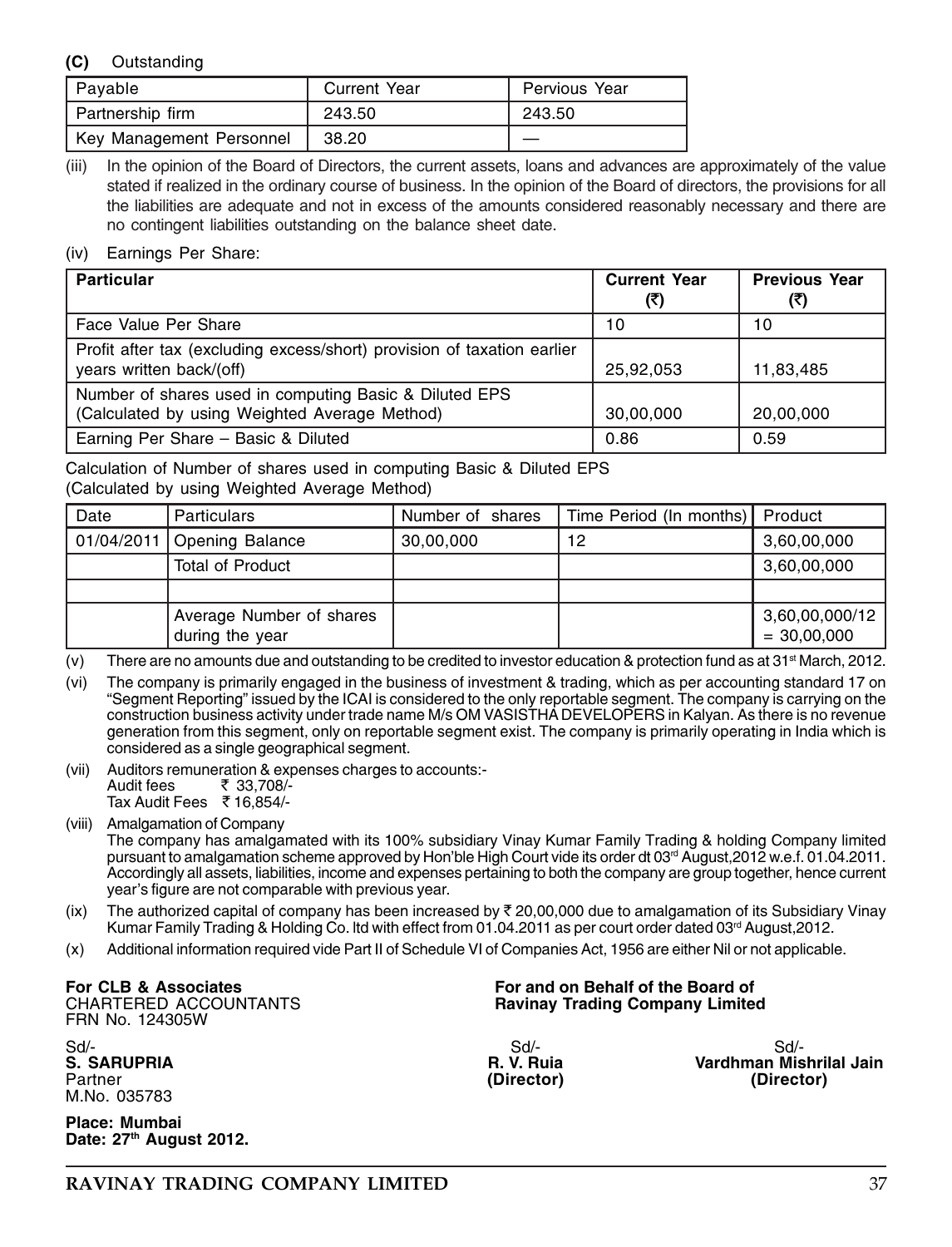**(C)** Outstanding

| Payable | Current Year | Pervious Year |
|---|---|---|
| Partnership firm | 243.50 | 243.50 |
| Key Management Personnel | 38.20 | — |

(iii) In the opinion of the Board of Directors, the current assets, loans and advances are approximately of the value stated if realized in the ordinary course of business. In the opinion of the Board of directors, the provisions for all the liabilities are adequate and not in excess of the amounts considered reasonably necessary and there are no contingent liabilities outstanding on the balance sheet date.

(iv) Earnings Per Share:

| **Particular** | **Current Year (₹)** | **Previous Year (₹)** |
|---|---|---|
| Face Value Per Share | 10 | 10 |
| Profit after tax (excluding excess/short) provision of taxation earlier years written back/(off) | 25,92,053 | 11,83,485 |
| Number of shares used in computing Basic & Diluted EPS (Calculated by using Weighted Average Method) | 30,00,000 | 20,00,000 |
| Earning Per Share – Basic & Diluted | 0.86 | 0.59 |

Calculation of Number of shares used in computing Basic & Diluted EPS (Calculated by using Weighted Average Method)

| Date | Particulars | Number of shares | Time Period (In months) | Product |
|---|---|---|---|---|
| 01/04/2011 | Opening Balance | 30,00,000 | 12 | 3,60,00,000 |
| | Total of Product | | | 3,60,00,000 |
| | | | | |
| | Average Number of shares during the year | | | 3,60,00,000/12 = 30,00,000 |

(v) There are no amounts due and outstanding to be credited to investor education & protection fund as at 31st March, 2012.

(vi) The company is primarily engaged in the business of investment & trading, which as per accounting standard 17 on "Segment Reporting" issued by the ICAI is considered to the only reportable segment. The company is carrying on the construction business activity under trade name M/s OM VASISTHA DEVELOPERS in Kalyan. As there is no revenue generation from this segment, only on reportable segment exist. The company is primarily operating in India which is considered as a single geographical segment.

(vii) Auditors remuneration & expenses charges to accounts:-
Audit fees ₹ 33,708/-
Tax Audit Fees ₹ 16,854/-

(viii) Amalgamation of Company
The company has amalgamated with its 100% subsidiary Vinay Kumar Family Trading & holding Company limited pursuant to amalgamation scheme approved by Hon'ble High Court vide its order dt 03rd August,2012 w.e.f. 01.04.2011. Accordingly all assets, liabilities, income and expenses pertaining to both the company are group together, hence current year's figure are not comparable with previous year.

(ix) The authorized capital of company has been increased by ₹ 20,00,000 due to amalgamation of its Subsidiary Vinay Kumar Family Trading & Holding Co. ltd with effect from 01.04.2011 as per court order dated 03rd August,2012.

(x) Additional information required vide Part II of Schedule VI of Companies Act, 1956 are either Nil or not applicable.

**For CLB & Associates**
CHARTERED ACCOUNTANTS
FRN No. 124305W

Sd/-
**S. SARUPRIA**
Partner
M.No. 035783

**Place: Mumbai**
**Date: 27th August 2012.**

**For and on Behalf of the Board of Ravinay Trading Company Limited**

Sd/-
**R. V. Ruia**
**(Director)**

Sd/-
**Vardhman Mishrilal Jain**
**(Director)**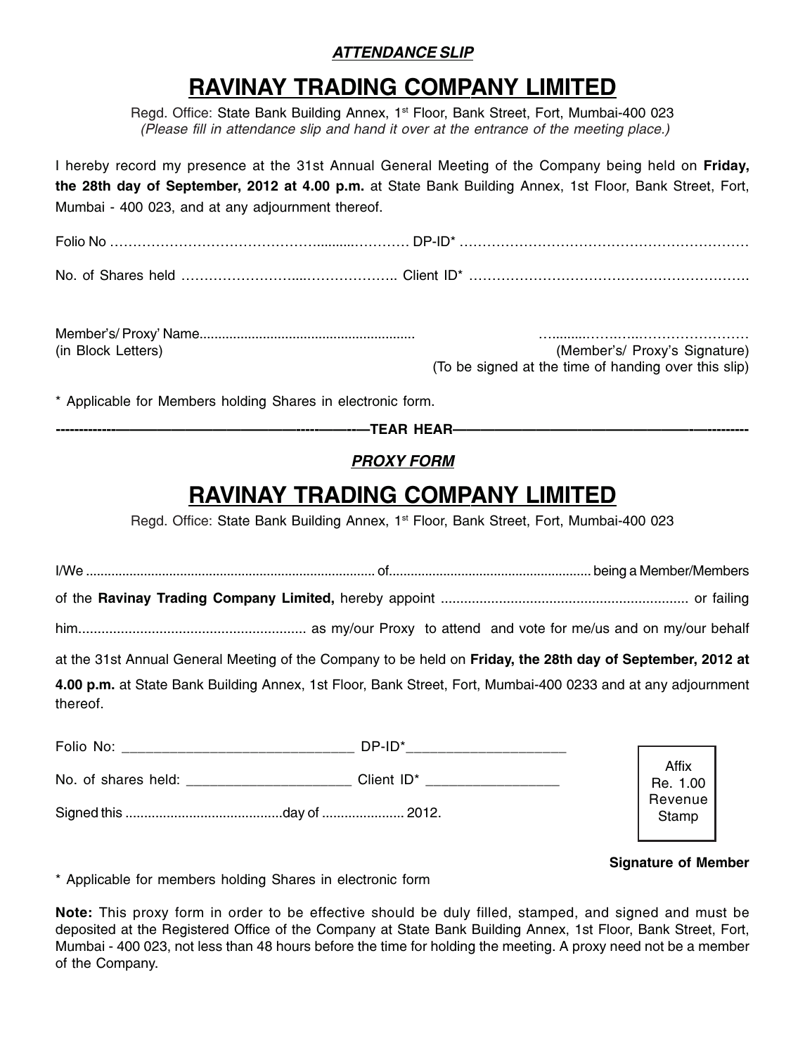***ATTENDANCE SLIP***

# RAVINAY TRADING COMPANY LIMITED

Regd. Office: State Bank Building Annex, 1st Floor, Bank Street, Fort, Mumbai-400 023
*(Please fill in attendance slip and hand it over at the entrance of the meeting place.)*

I hereby record my presence at the 31st Annual General Meeting of the Company being held on **Friday, the 28th day of September, 2012 at 4.00 p.m.** at State Bank Building Annex, 1st Floor, Bank Street, Fort, Mumbai - 400 023, and at any adjournment thereof.

Folio No ………………………………………..........………… DP-ID* ………………………………………………………

No. of Shares held ……………………....……………….. Client ID* ………………………………………………….

Member's/ Proxy' Name......................................................... …........……….……………………
(in Block Letters) (Member's/ Proxy's Signature)
(To be signed at the time of handing over this slip)

* Applicable for Members holding Shares in electronic form.

------------------------------TEAR HEAR------------------------------

***PROXY FORM***

# RAVINAY TRADING COMPANY LIMITED

Regd. Office: State Bank Building Annex, 1st Floor, Bank Street, Fort, Mumbai-400 023

I/We .............................................................................. of....................................................... being a Member/Members of the **Ravinay Trading Company Limited,** hereby appoint ............................................................... or failing him.......................................................... as my/our Proxy to attend and vote for me/us and on my/our behalf at the 31st Annual General Meeting of the Company to be held on **Friday, the 28th day of September, 2012 at 4.00 p.m.** at State Bank Building Annex, 1st Floor, Bank Street, Fort, Mumbai-400 0233 and at any adjournment thereof.

Folio No: ______________________________ DP-ID*____________________

No. of shares held: ____________________ Client ID* ________________

Signed this ..........................................day of ...................... 2012.

Affix Re. 1.00 Revenue Stamp

**Signature of Member**

* Applicable for members holding Shares in electronic form

**Note:** This proxy form in order to be effective should be duly filled, stamped, and signed and must be deposited at the Registered Office of the Company at State Bank Building Annex, 1st Floor, Bank Street, Fort, Mumbai - 400 023, not less than 48 hours before the time for holding the meeting. A proxy need not be a member of the Company.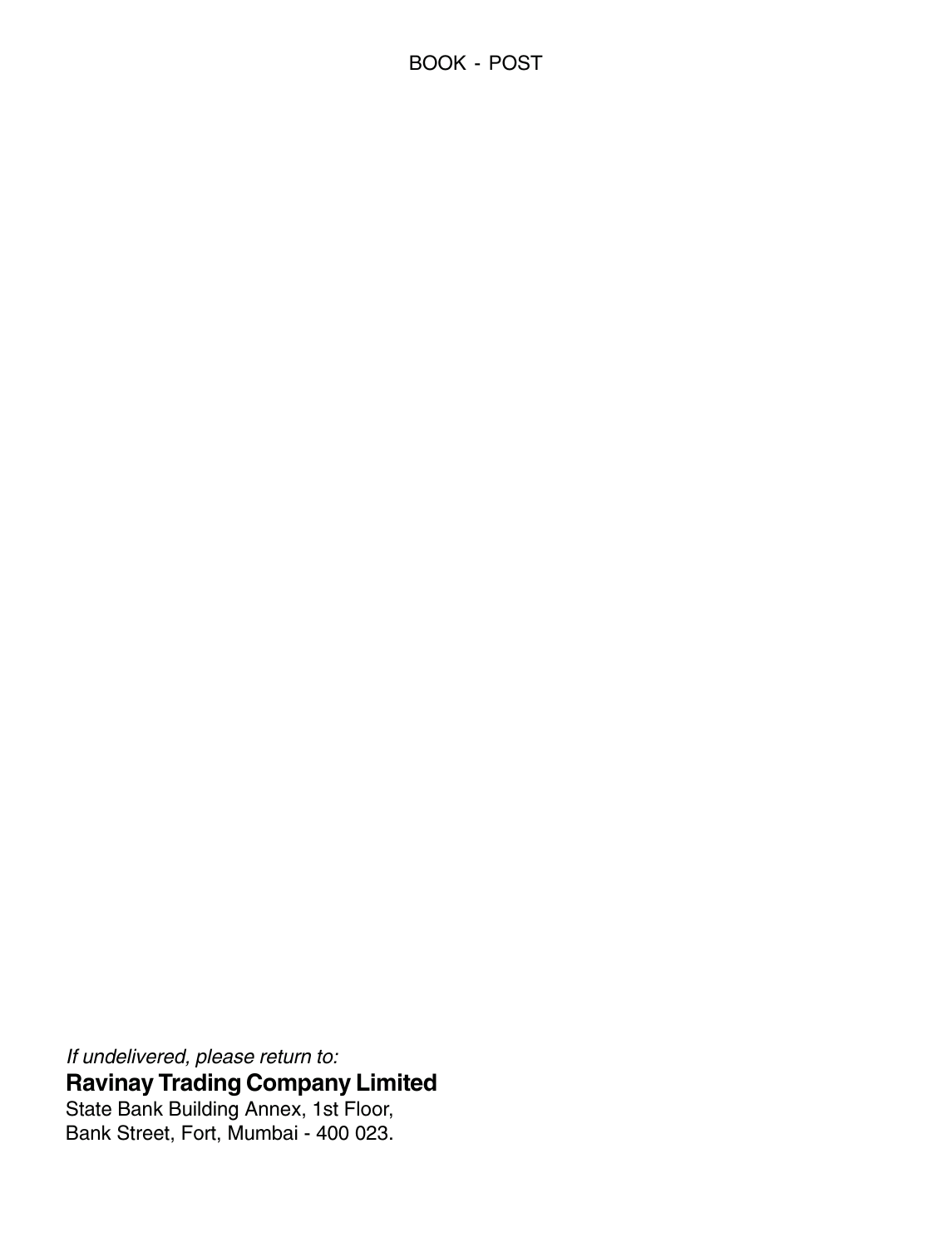BOOK - POST

*If undelivered, please return to:*

**Ravinay Trading Company Limited**

State Bank Building Annex, 1st Floor,
Bank Street, Fort, Mumbai - 400 023.